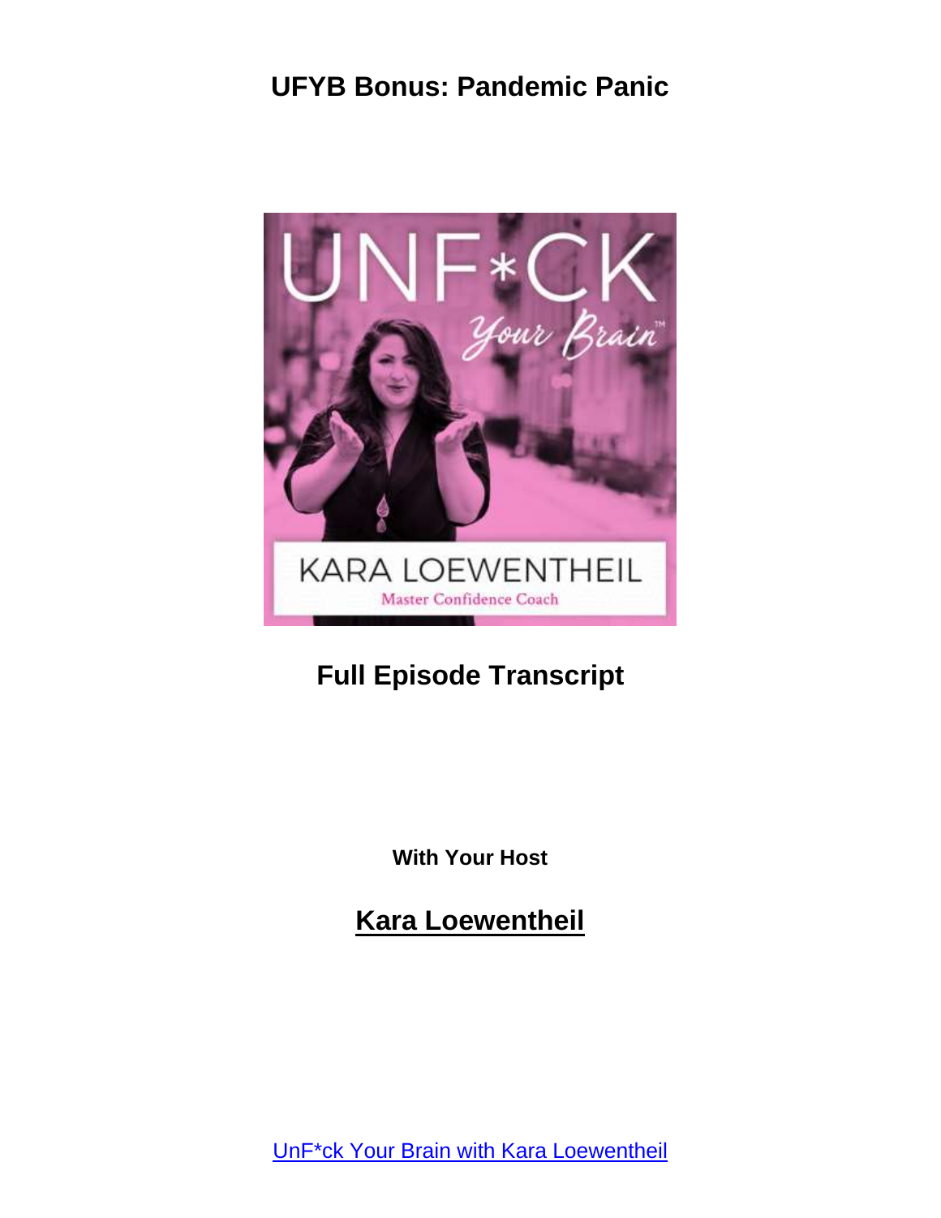# UFYB Bonus: Pandemic Panic

## Full Episode Transcript

**With Your Host**

## Kara Loewentheil

UnF*ck Your Brain with Kara Loewentheil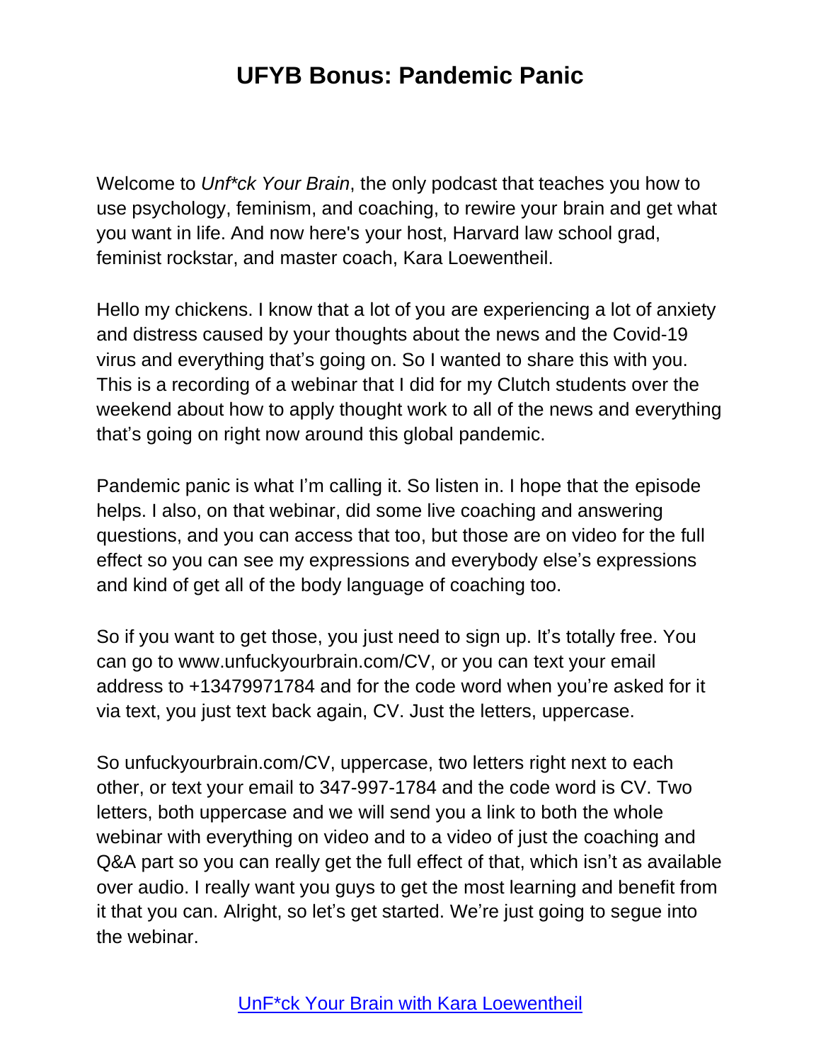# UFYB Bonus: Pandemic Panic

Welcome to *Unf*ck Your Brain*, the only podcast that teaches you how to use psychology, feminism, and coaching, to rewire your brain and get what you want in life. And now here's your host, Harvard law school grad, feminist rockstar, and master coach, Kara Loewentheil.

Hello my chickens. I know that a lot of you are experiencing a lot of anxiety and distress caused by your thoughts about the news and the Covid-19 virus and everything that's going on. So I wanted to share this with you. This is a recording of a webinar that I did for my Clutch students over the weekend about how to apply thought work to all of the news and everything that's going on right now around this global pandemic.

Pandemic panic is what I'm calling it. So listen in. I hope that the episode helps. I also, on that webinar, did some live coaching and answering questions, and you can access that too, but those are on video for the full effect so you can see my expressions and everybody else's expressions and kind of get all of the body language of coaching too.

So if you want to get those, you just need to sign up. It's totally free. You can go to www.unfuckyourbrain.com/CV, or you can text your email address to +13479971784 and for the code word when you're asked for it via text, you just text back again, CV. Just the letters, uppercase.

So unfuckyourbrain.com/CV, uppercase, two letters right next to each other, or text your email to 347-997-1784 and the code word is CV. Two letters, both uppercase and we will send you a link to both the whole webinar with everything on video and to a video of just the coaching and Q&A part so you can really get the full effect of that, which isn't as available over audio. I really want you guys to get the most learning and benefit from it that you can. Alright, so let's get started. We're just going to segue into the webinar.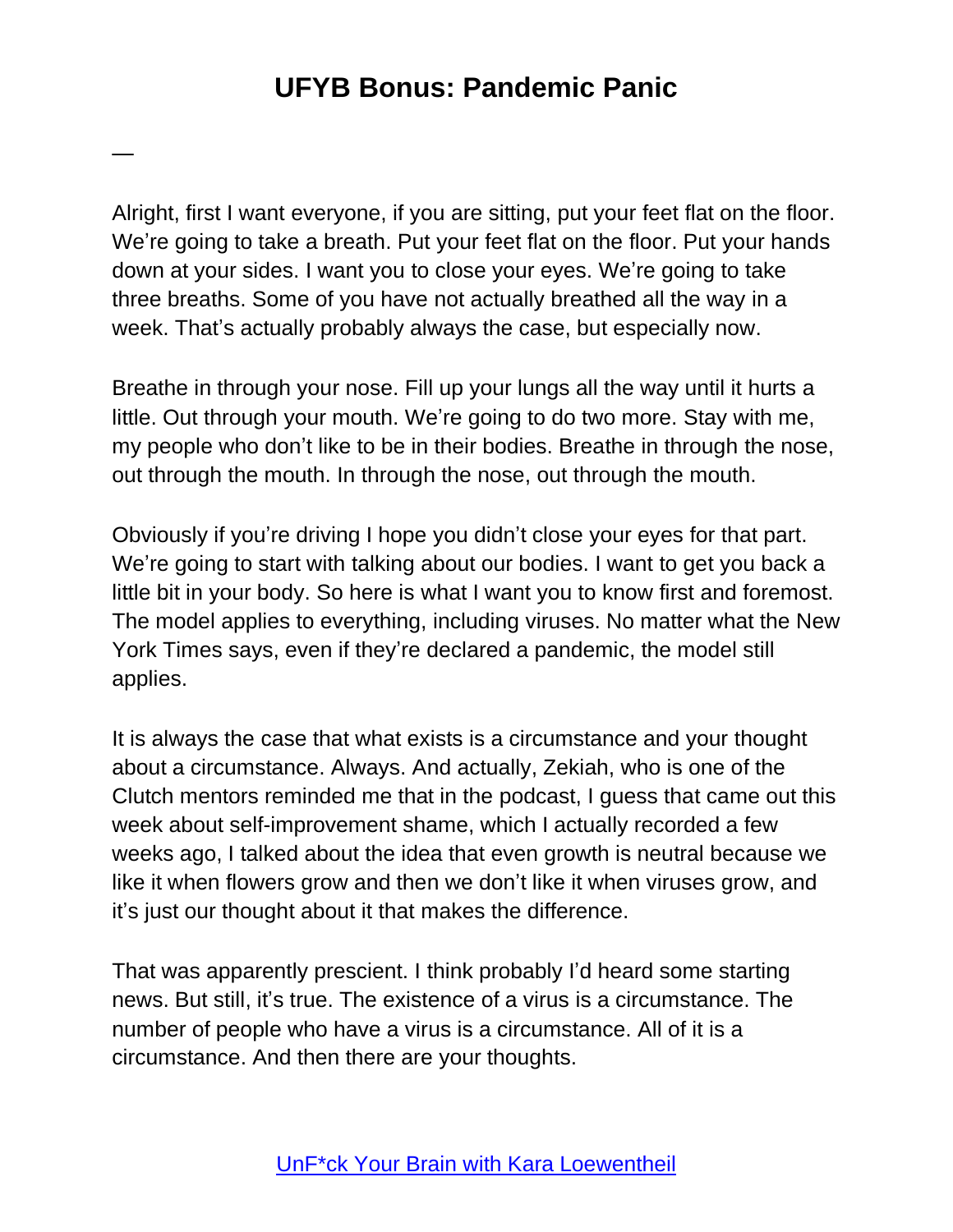Alright, first I want everyone, if you are sitting, put your feet flat on the floor. We're going to take a breath. Put your feet flat on the floor. Put your hands down at your sides. I want you to close your eyes. We're going to take three breaths. Some of you have not actually breathed all the way in a week. That's actually probably always the case, but especially now.

Breathe in through your nose. Fill up your lungs all the way until it hurts a little. Out through your mouth. We're going to do two more. Stay with me, my people who don't like to be in their bodies. Breathe in through the nose, out through the mouth. In through the nose, out through the mouth.

Obviously if you're driving I hope you didn't close your eyes for that part. We're going to start with talking about our bodies. I want to get you back a little bit in your body. So here is what I want you to know first and foremost. The model applies to everything, including viruses. No matter what the New York Times says, even if they're declared a pandemic, the model still applies.

It is always the case that what exists is a circumstance and your thought about a circumstance. Always. And actually, Zekiah, who is one of the Clutch mentors reminded me that in the podcast, I guess that came out this week about self-improvement shame, which I actually recorded a few weeks ago, I talked about the idea that even growth is neutral because we like it when flowers grow and then we don't like it when viruses grow, and it's just our thought about it that makes the difference.

That was apparently prescient. I think probably I'd heard some starting news. But still, it's true. The existence of a virus is a circumstance. The number of people who have a virus is a circumstance. All of it is a circumstance. And then there are your thoughts.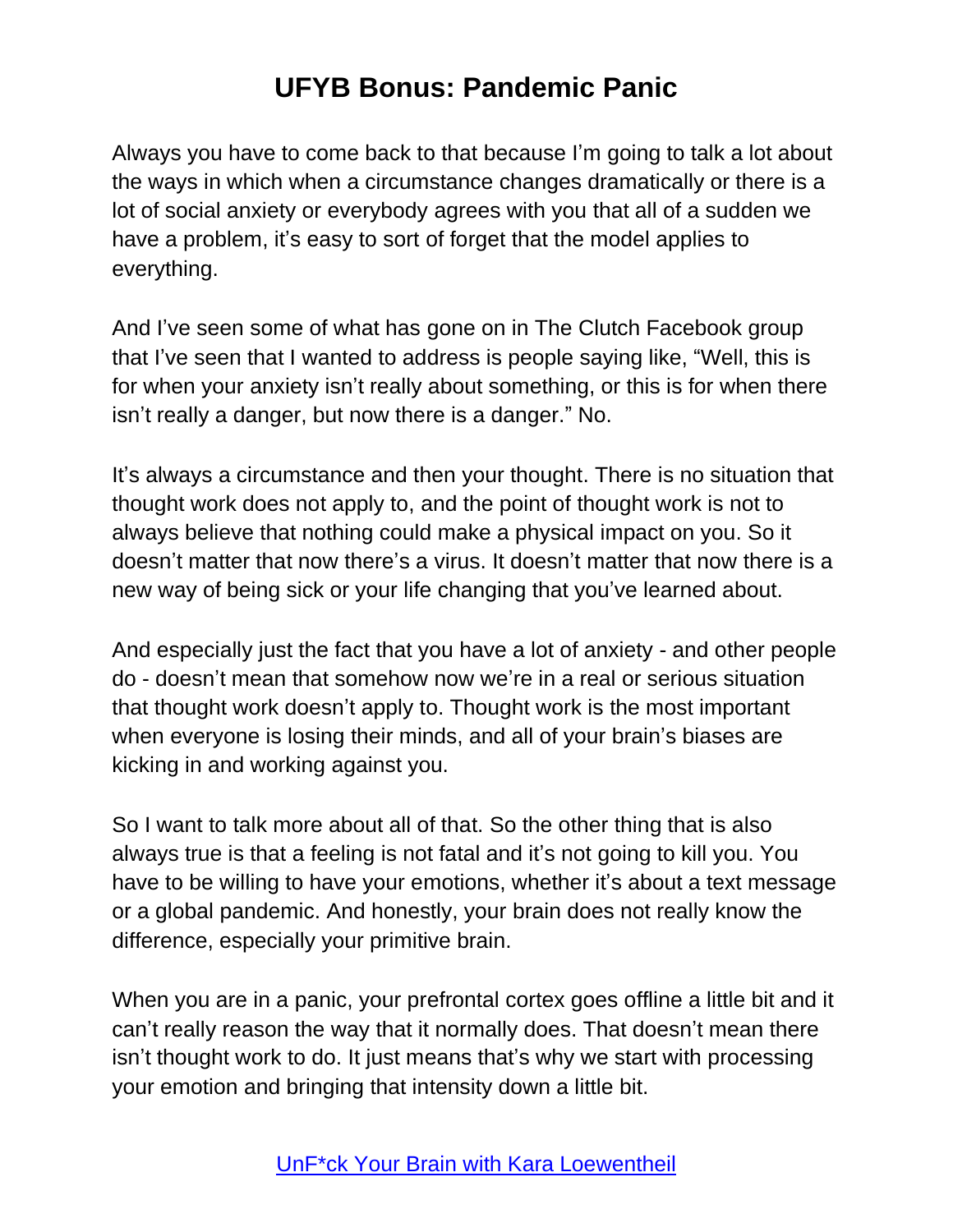Always you have to come back to that because I'm going to talk a lot about the ways in which when a circumstance changes dramatically or there is a lot of social anxiety or everybody agrees with you that all of a sudden we have a problem, it's easy to sort of forget that the model applies to everything.

And I've seen some of what has gone on in The Clutch Facebook group that I've seen that I wanted to address is people saying like, "Well, this is for when your anxiety isn't really about something, or this is for when there isn't really a danger, but now there is a danger." No.

It's always a circumstance and then your thought. There is no situation that thought work does not apply to, and the point of thought work is not to always believe that nothing could make a physical impact on you. So it doesn't matter that now there's a virus. It doesn't matter that now there is a new way of being sick or your life changing that you've learned about.

And especially just the fact that you have a lot of anxiety - and other people do - doesn't mean that somehow now we're in a real or serious situation that thought work doesn't apply to. Thought work is the most important when everyone is losing their minds, and all of your brain's biases are kicking in and working against you.

So I want to talk more about all of that. So the other thing that is also always true is that a feeling is not fatal and it's not going to kill you. You have to be willing to have your emotions, whether it's about a text message or a global pandemic. And honestly, your brain does not really know the difference, especially your primitive brain.

When you are in a panic, your prefrontal cortex goes offline a little bit and it can't really reason the way that it normally does. That doesn't mean there isn't thought work to do. It just means that's why we start with processing your emotion and bringing that intensity down a little bit.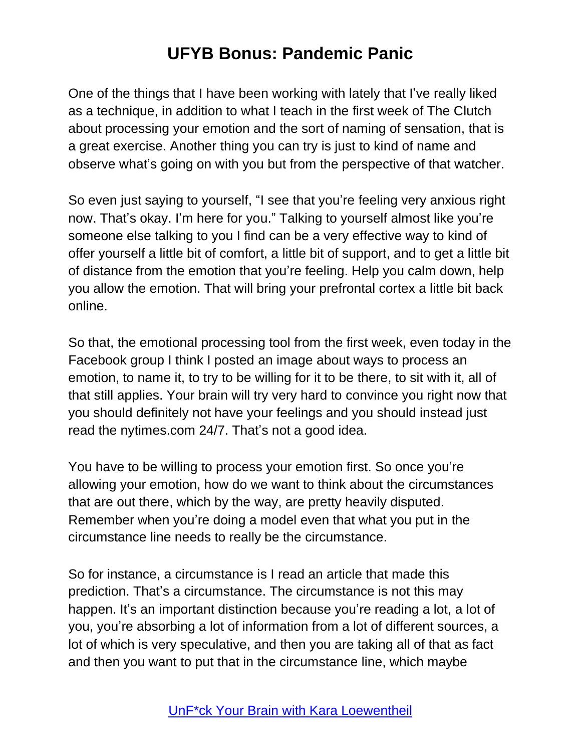One of the things that I have been working with lately that I've really liked as a technique, in addition to what I teach in the first week of The Clutch about processing your emotion and the sort of naming of sensation, that is a great exercise. Another thing you can try is just to kind of name and observe what's going on with you but from the perspective of that watcher.

So even just saying to yourself, "I see that you're feeling very anxious right now. That's okay. I'm here for you." Talking to yourself almost like you're someone else talking to you I find can be a very effective way to kind of offer yourself a little bit of comfort, a little bit of support, and to get a little bit of distance from the emotion that you're feeling. Help you calm down, help you allow the emotion. That will bring your prefrontal cortex a little bit back online.

So that, the emotional processing tool from the first week, even today in the Facebook group I think I posted an image about ways to process an emotion, to name it, to try to be willing for it to be there, to sit with it, all of that still applies. Your brain will try very hard to convince you right now that you should definitely not have your feelings and you should instead just read the nytimes.com 24/7. That's not a good idea.

You have to be willing to process your emotion first. So once you're allowing your emotion, how do we want to think about the circumstances that are out there, which by the way, are pretty heavily disputed. Remember when you're doing a model even that what you put in the circumstance line needs to really be the circumstance.

So for instance, a circumstance is I read an article that made this prediction. That's a circumstance. The circumstance is not this may happen. It's an important distinction because you're reading a lot, a lot of you, you're absorbing a lot of information from a lot of different sources, a lot of which is very speculative, and then you are taking all of that as fact and then you want to put that in the circumstance line, which maybe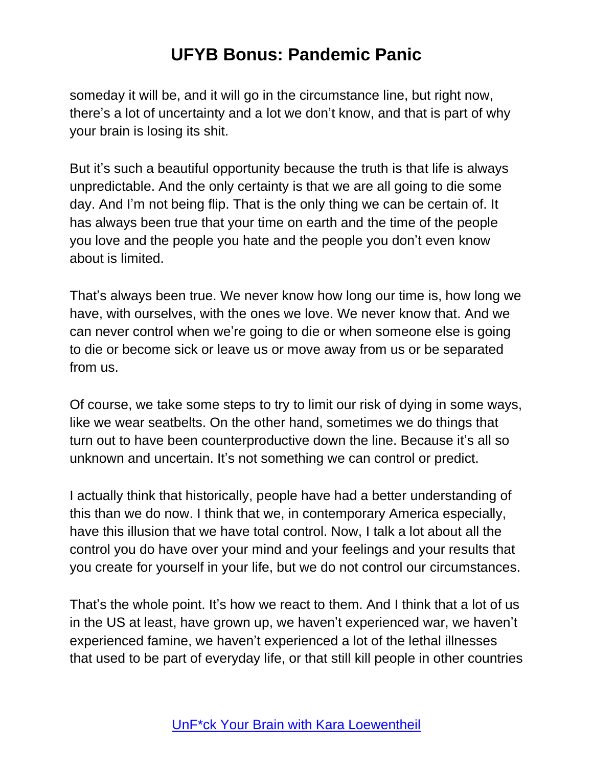someday it will be, and it will go in the circumstance line, but right now, there's a lot of uncertainty and a lot we don't know, and that is part of why your brain is losing its shit.

But it's such a beautiful opportunity because the truth is that life is always unpredictable. And the only certainty is that we are all going to die some day. And I'm not being flip. That is the only thing we can be certain of. It has always been true that your time on earth and the time of the people you love and the people you hate and the people you don't even know about is limited.

That's always been true. We never know how long our time is, how long we have, with ourselves, with the ones we love. We never know that. And we can never control when we're going to die or when someone else is going to die or become sick or leave us or move away from us or be separated from us.

Of course, we take some steps to try to limit our risk of dying in some ways, like we wear seatbelts. On the other hand, sometimes we do things that turn out to have been counterproductive down the line. Because it's all so unknown and uncertain. It's not something we can control or predict.

I actually think that historically, people have had a better understanding of this than we do now. I think that we, in contemporary America especially, have this illusion that we have total control. Now, I talk a lot about all the control you do have over your mind and your feelings and your results that you create for yourself in your life, but we do not control our circumstances.

That's the whole point. It's how we react to them. And I think that a lot of us in the US at least, have grown up, we haven't experienced war, we haven't experienced famine, we haven't experienced a lot of the lethal illnesses that used to be part of everyday life, or that still kill people in other countries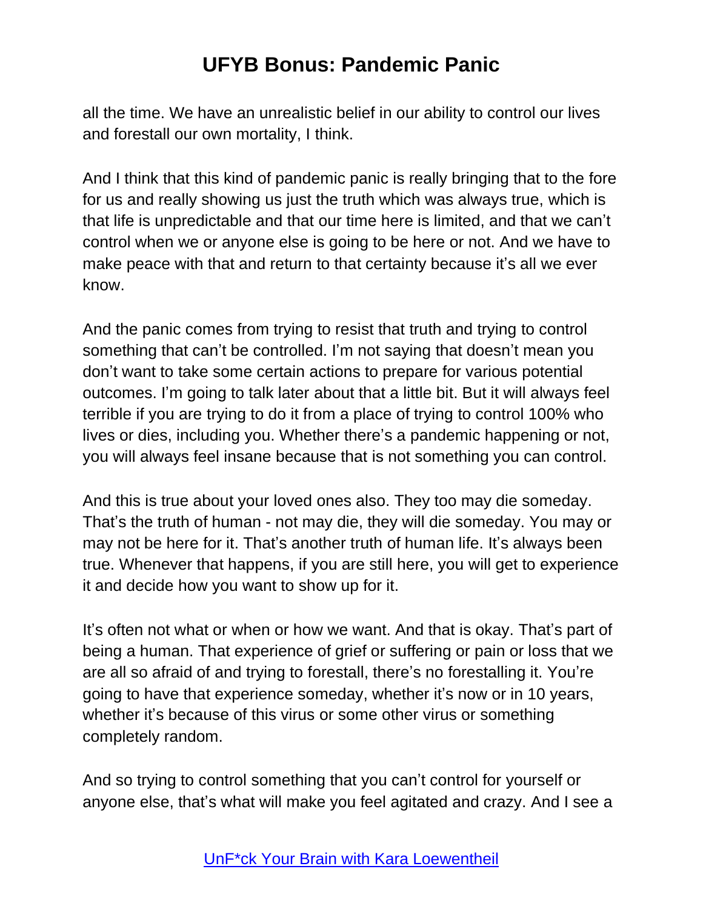all the time. We have an unrealistic belief in our ability to control our lives and forestall our own mortality, I think.

And I think that this kind of pandemic panic is really bringing that to the fore for us and really showing us just the truth which was always true, which is that life is unpredictable and that our time here is limited, and that we can't control when we or anyone else is going to be here or not. And we have to make peace with that and return to that certainty because it's all we ever know.

And the panic comes from trying to resist that truth and trying to control something that can't be controlled. I'm not saying that doesn't mean you don't want to take some certain actions to prepare for various potential outcomes. I'm going to talk later about that a little bit. But it will always feel terrible if you are trying to do it from a place of trying to control 100% who lives or dies, including you. Whether there's a pandemic happening or not, you will always feel insane because that is not something you can control.

And this is true about your loved ones also. They too may die someday. That's the truth of human - not may die, they will die someday. You may or may not be here for it. That's another truth of human life. It's always been true. Whenever that happens, if you are still here, you will get to experience it and decide how you want to show up for it.

It's often not what or when or how we want. And that is okay. That's part of being a human. That experience of grief or suffering or pain or loss that we are all so afraid of and trying to forestall, there's no forestalling it. You're going to have that experience someday, whether it's now or in 10 years, whether it's because of this virus or some other virus or something completely random.

And so trying to control something that you can't control for yourself or anyone else, that's what will make you feel agitated and crazy. And I see a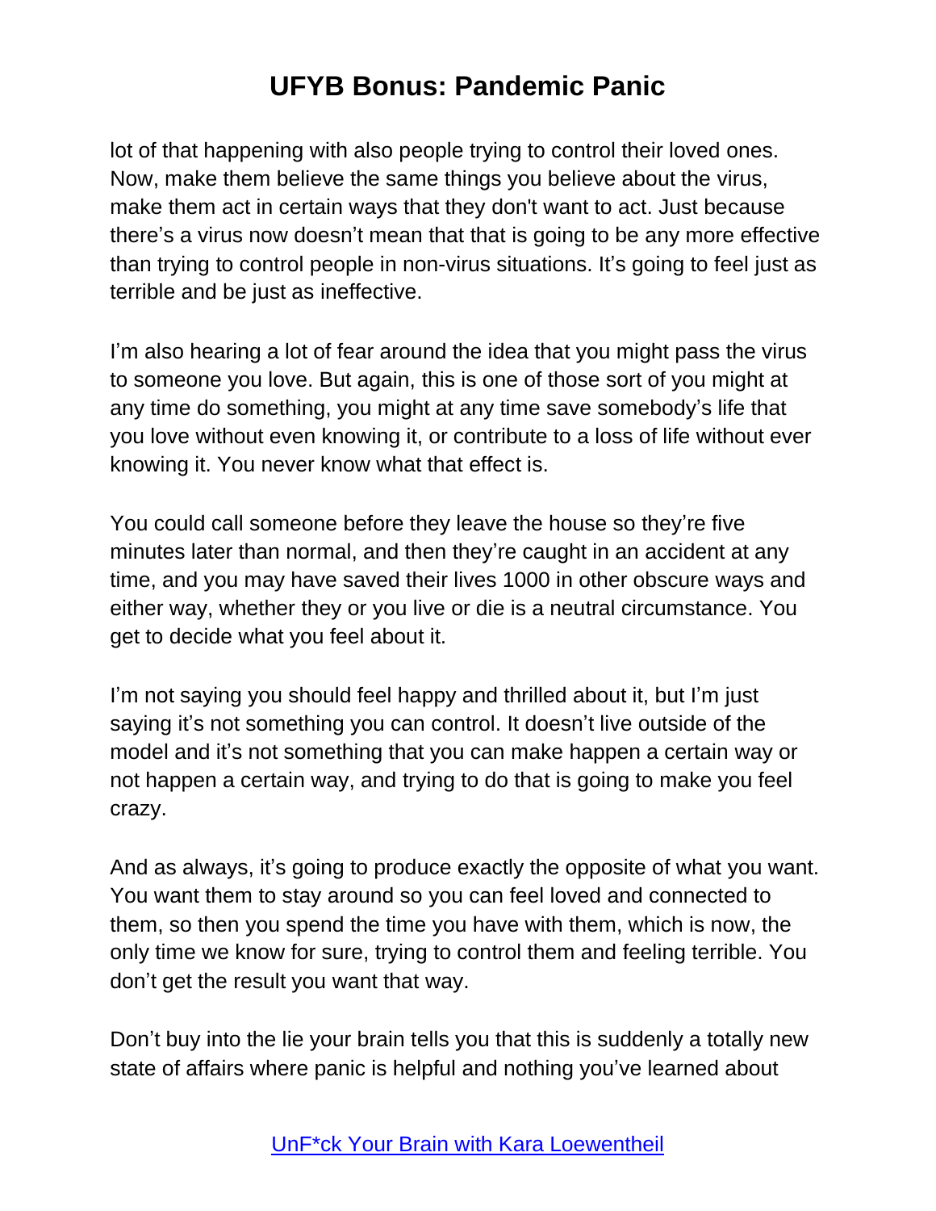lot of that happening with also people trying to control their loved ones. Now, make them believe the same things you believe about the virus, make them act in certain ways that they don't want to act. Just because there's a virus now doesn't mean that that is going to be any more effective than trying to control people in non-virus situations. It's going to feel just as terrible and be just as ineffective.

I'm also hearing a lot of fear around the idea that you might pass the virus to someone you love. But again, this is one of those sort of you might at any time do something, you might at any time save somebody's life that you love without even knowing it, or contribute to a loss of life without ever knowing it. You never know what that effect is.

You could call someone before they leave the house so they're five minutes later than normal, and then they're caught in an accident at any time, and you may have saved their lives 1000 in other obscure ways and either way, whether they or you live or die is a neutral circumstance. You get to decide what you feel about it.

I'm not saying you should feel happy and thrilled about it, but I'm just saying it's not something you can control. It doesn't live outside of the model and it's not something that you can make happen a certain way or not happen a certain way, and trying to do that is going to make you feel crazy.

And as always, it's going to produce exactly the opposite of what you want. You want them to stay around so you can feel loved and connected to them, so then you spend the time you have with them, which is now, the only time we know for sure, trying to control them and feeling terrible. You don't get the result you want that way.

Don't buy into the lie your brain tells you that this is suddenly a totally new state of affairs where panic is helpful and nothing you've learned about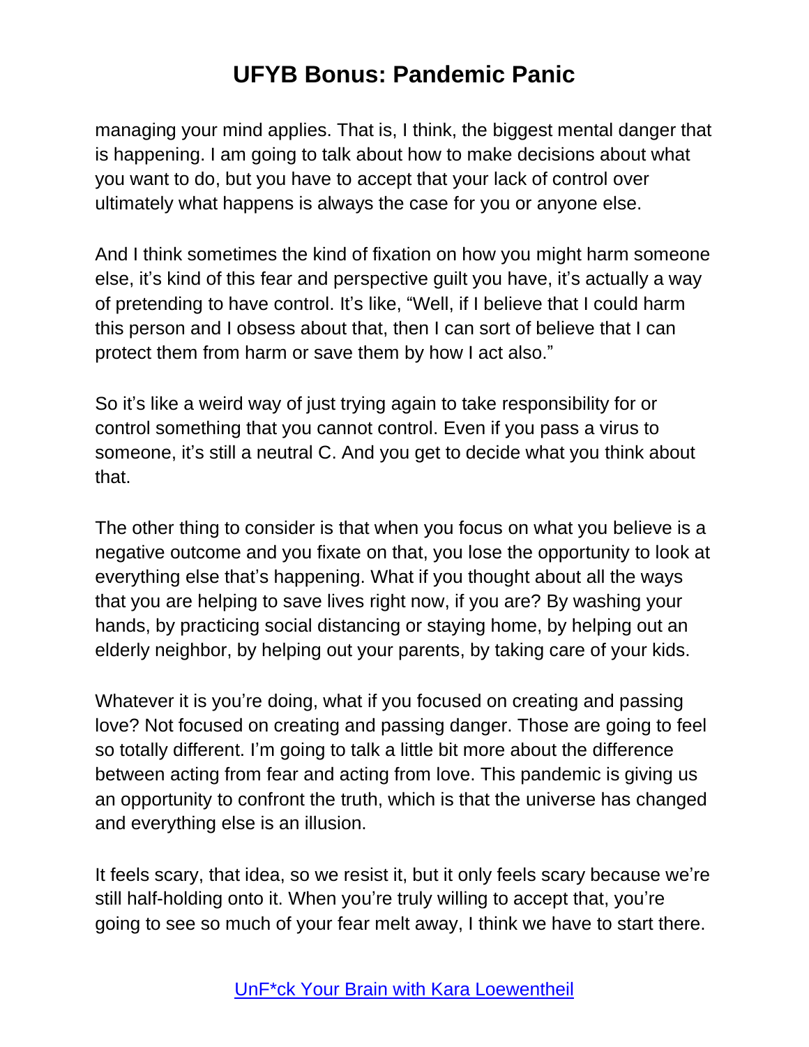managing your mind applies. That is, I think, the biggest mental danger that is happening. I am going to talk about how to make decisions about what you want to do, but you have to accept that your lack of control over ultimately what happens is always the case for you or anyone else.

And I think sometimes the kind of fixation on how you might harm someone else, it's kind of this fear and perspective guilt you have, it's actually a way of pretending to have control. It's like, "Well, if I believe that I could harm this person and I obsess about that, then I can sort of believe that I can protect them from harm or save them by how I act also."

So it's like a weird way of just trying again to take responsibility for or control something that you cannot control. Even if you pass a virus to someone, it's still a neutral C. And you get to decide what you think about that.

The other thing to consider is that when you focus on what you believe is a negative outcome and you fixate on that, you lose the opportunity to look at everything else that's happening. What if you thought about all the ways that you are helping to save lives right now, if you are? By washing your hands, by practicing social distancing or staying home, by helping out an elderly neighbor, by helping out your parents, by taking care of your kids.

Whatever it is you're doing, what if you focused on creating and passing love? Not focused on creating and passing danger. Those are going to feel so totally different. I'm going to talk a little bit more about the difference between acting from fear and acting from love. This pandemic is giving us an opportunity to confront the truth, which is that the universe has changed and everything else is an illusion.

It feels scary, that idea, so we resist it, but it only feels scary because we're still half-holding onto it. When you're truly willing to accept that, you're going to see so much of your fear melt away, I think we have to start there.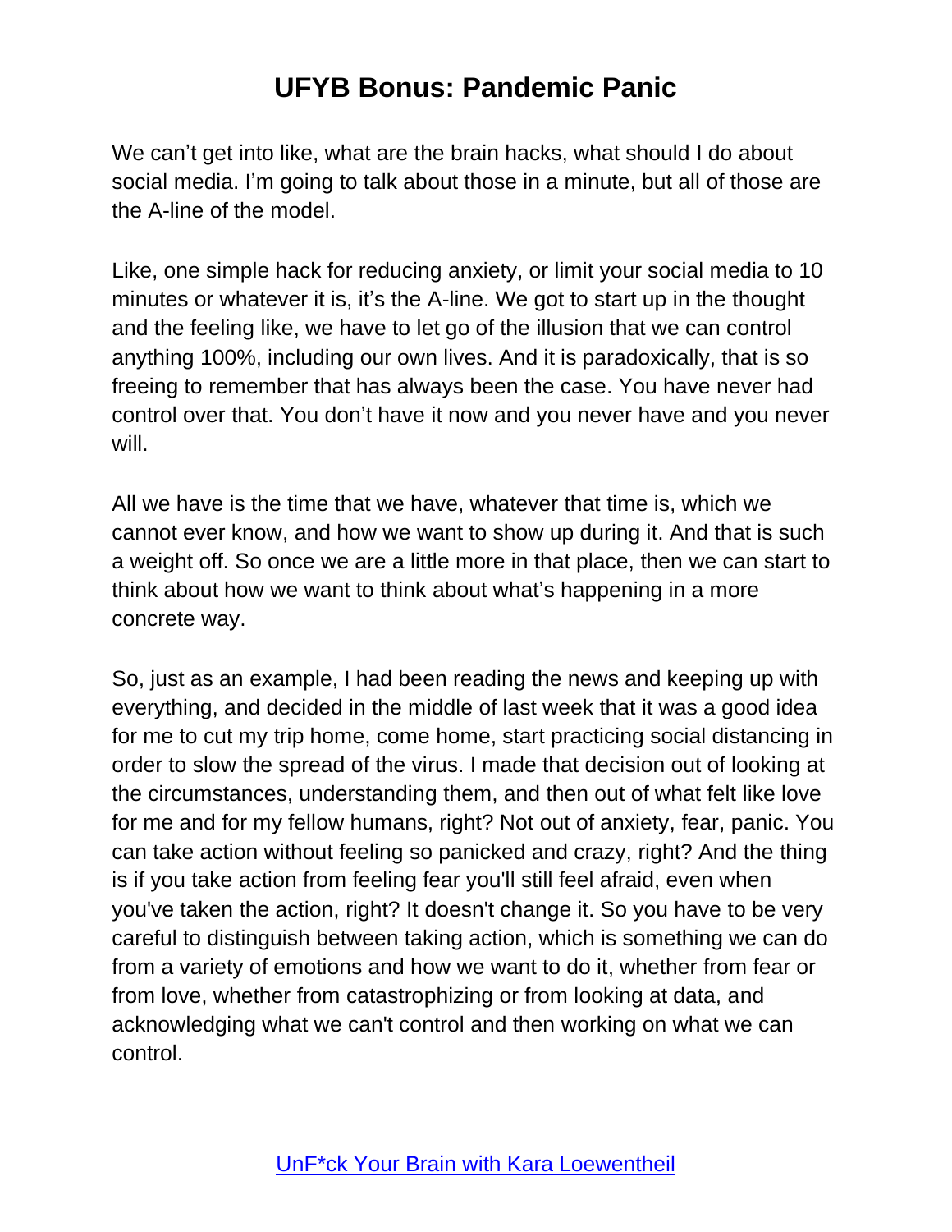We can't get into like, what are the brain hacks, what should I do about social media. I'm going to talk about those in a minute, but all of those are the A-line of the model.

Like, one simple hack for reducing anxiety, or limit your social media to 10 minutes or whatever it is, it's the A-line. We got to start up in the thought and the feeling like, we have to let go of the illusion that we can control anything 100%, including our own lives. And it is paradoxically, that is so freeing to remember that has always been the case. You have never had control over that. You don't have it now and you never have and you never will.

All we have is the time that we have, whatever that time is, which we cannot ever know, and how we want to show up during it. And that is such a weight off. So once we are a little more in that place, then we can start to think about how we want to think about what's happening in a more concrete way.

So, just as an example, I had been reading the news and keeping up with everything, and decided in the middle of last week that it was a good idea for me to cut my trip home, come home, start practicing social distancing in order to slow the spread of the virus. I made that decision out of looking at the circumstances, understanding them, and then out of what felt like love for me and for my fellow humans, right? Not out of anxiety, fear, panic. You can take action without feeling so panicked and crazy, right? And the thing is if you take action from feeling fear you'll still feel afraid, even when you've taken the action, right? It doesn't change it. So you have to be very careful to distinguish between taking action, which is something we can do from a variety of emotions and how we want to do it, whether from fear or from love, whether from catastrophizing or from looking at data, and acknowledging what we can't control and then working on what we can control.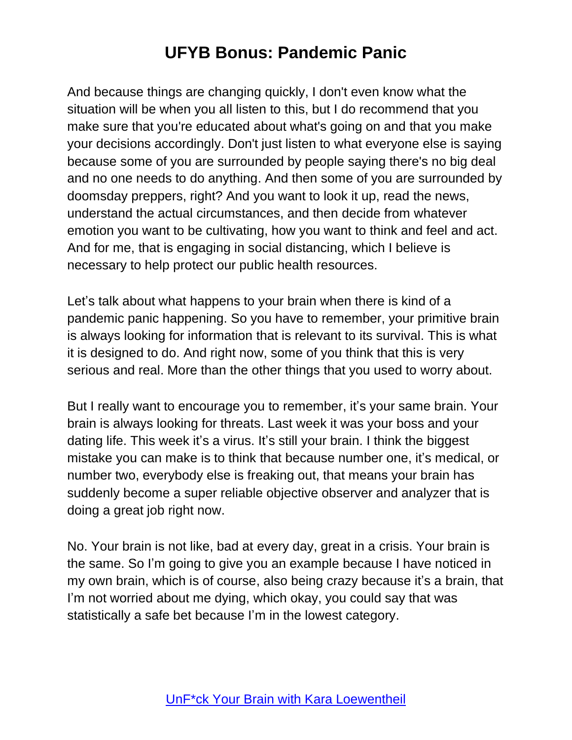And because things are changing quickly, I don't even know what the situation will be when you all listen to this, but I do recommend that you make sure that you're educated about what's going on and that you make your decisions accordingly. Don't just listen to what everyone else is saying because some of you are surrounded by people saying there's no big deal and no one needs to do anything. And then some of you are surrounded by doomsday preppers, right? And you want to look it up, read the news, understand the actual circumstances, and then decide from whatever emotion you want to be cultivating, how you want to think and feel and act. And for me, that is engaging in social distancing, which I believe is necessary to help protect our public health resources.

Let's talk about what happens to your brain when there is kind of a pandemic panic happening. So you have to remember, your primitive brain is always looking for information that is relevant to its survival. This is what it is designed to do. And right now, some of you think that this is very serious and real. More than the other things that you used to worry about.

But I really want to encourage you to remember, it's your same brain. Your brain is always looking for threats. Last week it was your boss and your dating life. This week it's a virus. It's still your brain. I think the biggest mistake you can make is to think that because number one, it's medical, or number two, everybody else is freaking out, that means your brain has suddenly become a super reliable objective observer and analyzer that is doing a great job right now.

No. Your brain is not like, bad at every day, great in a crisis. Your brain is the same. So I'm going to give you an example because I have noticed in my own brain, which is of course, also being crazy because it's a brain, that I'm not worried about me dying, which okay, you could say that was statistically a safe bet because I'm in the lowest category.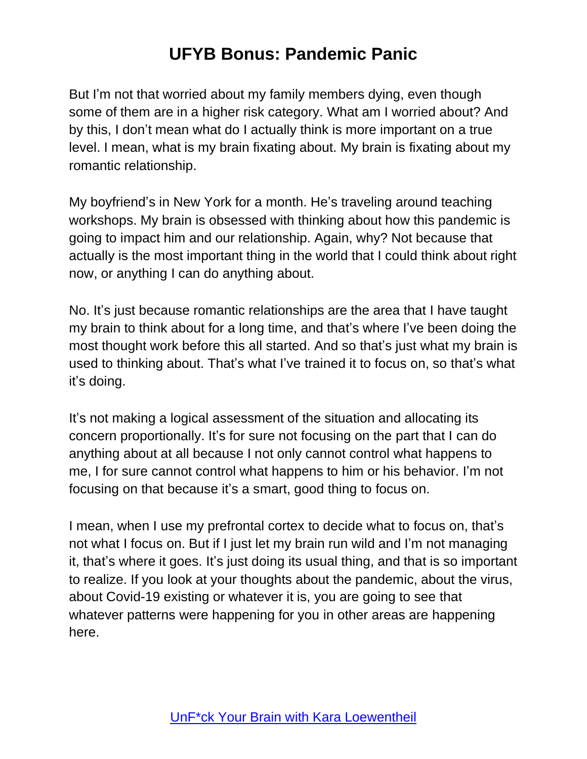But I'm not that worried about my family members dying, even though some of them are in a higher risk category. What am I worried about? And by this, I don't mean what do I actually think is more important on a true level. I mean, what is my brain fixating about. My brain is fixating about my romantic relationship.

My boyfriend's in New York for a month. He's traveling around teaching workshops. My brain is obsessed with thinking about how this pandemic is going to impact him and our relationship. Again, why? Not because that actually is the most important thing in the world that I could think about right now, or anything I can do anything about.

No. It's just because romantic relationships are the area that I have taught my brain to think about for a long time, and that's where I've been doing the most thought work before this all started. And so that's just what my brain is used to thinking about. That's what I've trained it to focus on, so that's what it's doing.

It's not making a logical assessment of the situation and allocating its concern proportionally. It's for sure not focusing on the part that I can do anything about at all because I not only cannot control what happens to me, I for sure cannot control what happens to him or his behavior. I'm not focusing on that because it's a smart, good thing to focus on.

I mean, when I use my prefrontal cortex to decide what to focus on, that's not what I focus on. But if I just let my brain run wild and I'm not managing it, that's where it goes. It's just doing its usual thing, and that is so important to realize. If you look at your thoughts about the pandemic, about the virus, about Covid-19 existing or whatever it is, you are going to see that whatever patterns were happening for you in other areas are happening here.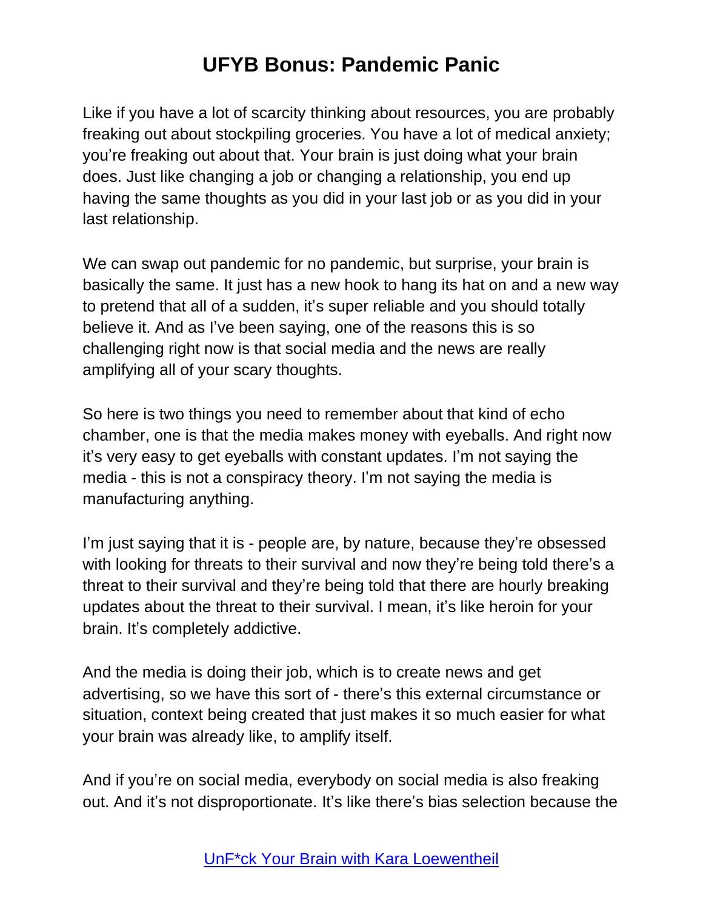Like if you have a lot of scarcity thinking about resources, you are probably freaking out about stockpiling groceries. You have a lot of medical anxiety; you're freaking out about that. Your brain is just doing what your brain does. Just like changing a job or changing a relationship, you end up having the same thoughts as you did in your last job or as you did in your last relationship.

We can swap out pandemic for no pandemic, but surprise, your brain is basically the same. It just has a new hook to hang its hat on and a new way to pretend that all of a sudden, it's super reliable and you should totally believe it. And as I've been saying, one of the reasons this is so challenging right now is that social media and the news are really amplifying all of your scary thoughts.

So here is two things you need to remember about that kind of echo chamber, one is that the media makes money with eyeballs. And right now it's very easy to get eyeballs with constant updates. I'm not saying the media - this is not a conspiracy theory. I'm not saying the media is manufacturing anything.

I'm just saying that it is - people are, by nature, because they're obsessed with looking for threats to their survival and now they're being told there's a threat to their survival and they're being told that there are hourly breaking updates about the threat to their survival. I mean, it's like heroin for your brain. It's completely addictive.

And the media is doing their job, which is to create news and get advertising, so we have this sort of - there's this external circumstance or situation, context being created that just makes it so much easier for what your brain was already like, to amplify itself.

And if you're on social media, everybody on social media is also freaking out. And it's not disproportionate. It's like there's bias selection because the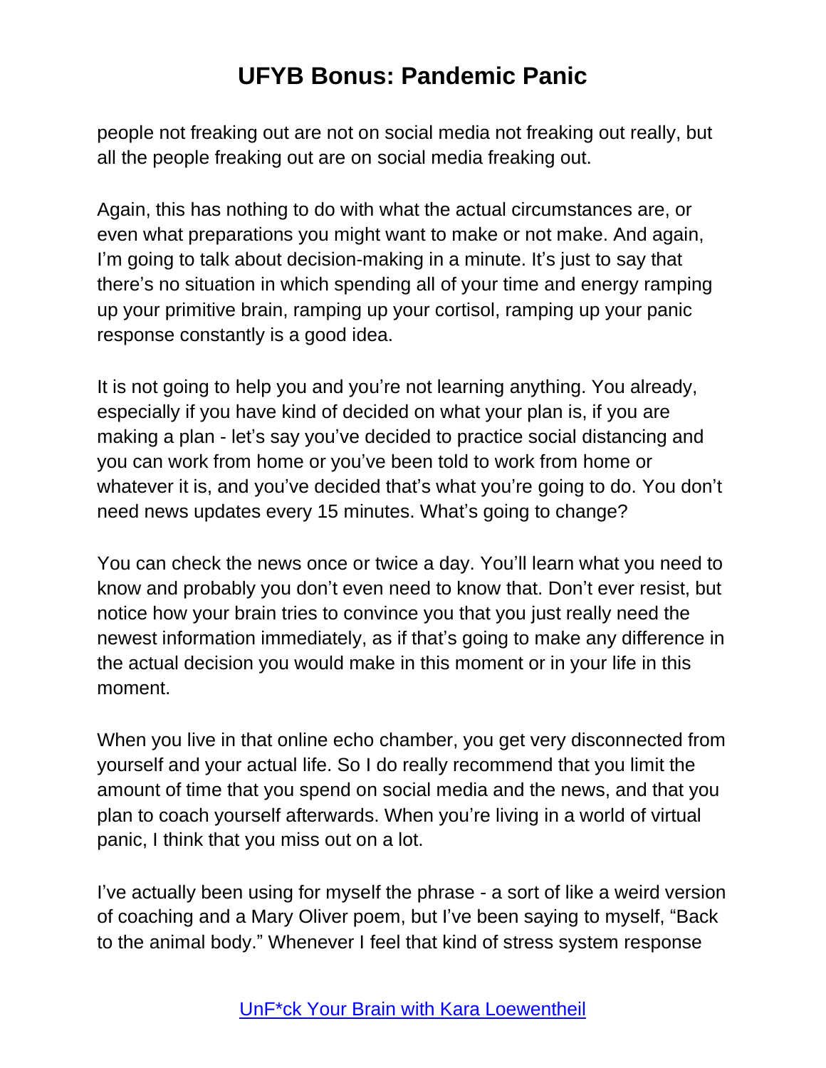people not freaking out are not on social media not freaking out really, but all the people freaking out are on social media freaking out.

Again, this has nothing to do with what the actual circumstances are, or even what preparations you might want to make or not make. And again, I'm going to talk about decision-making in a minute. It's just to say that there's no situation in which spending all of your time and energy ramping up your primitive brain, ramping up your cortisol, ramping up your panic response constantly is a good idea.

It is not going to help you and you're not learning anything. You already, especially if you have kind of decided on what your plan is, if you are making a plan - let's say you've decided to practice social distancing and you can work from home or you've been told to work from home or whatever it is, and you've decided that's what you're going to do. You don't need news updates every 15 minutes. What's going to change?

You can check the news once or twice a day. You'll learn what you need to know and probably you don't even need to know that. Don't ever resist, but notice how your brain tries to convince you that you just really need the newest information immediately, as if that's going to make any difference in the actual decision you would make in this moment or in your life in this moment.

When you live in that online echo chamber, you get very disconnected from yourself and your actual life. So I do really recommend that you limit the amount of time that you spend on social media and the news, and that you plan to coach yourself afterwards. When you're living in a world of virtual panic, I think that you miss out on a lot.

I've actually been using for myself the phrase - a sort of like a weird version of coaching and a Mary Oliver poem, but I've been saying to myself, "Back to the animal body." Whenever I feel that kind of stress system response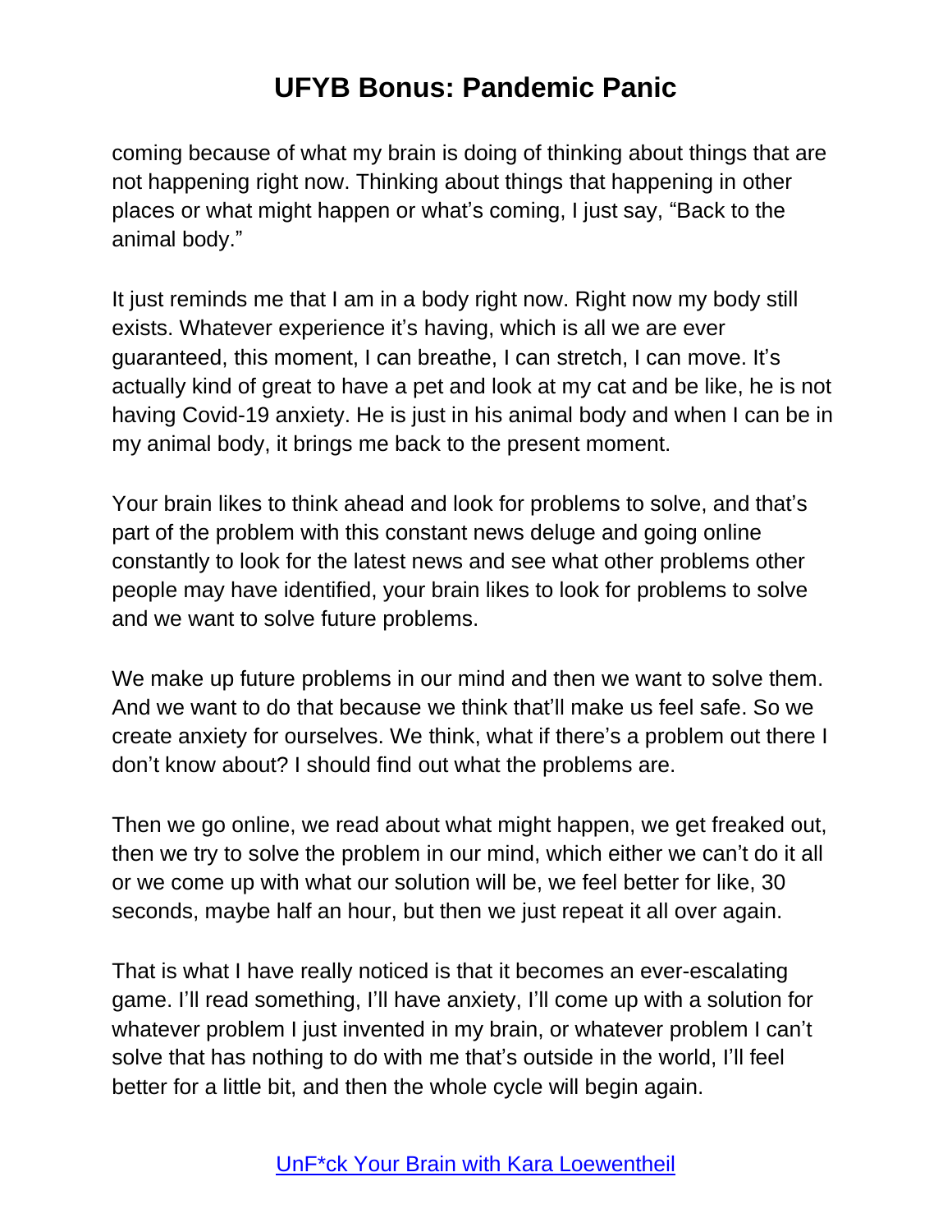coming because of what my brain is doing of thinking about things that are not happening right now. Thinking about things that happening in other places or what might happen or what's coming, I just say, "Back to the animal body."

It just reminds me that I am in a body right now. Right now my body still exists. Whatever experience it's having, which is all we are ever guaranteed, this moment, I can breathe, I can stretch, I can move. It's actually kind of great to have a pet and look at my cat and be like, he is not having Covid-19 anxiety. He is just in his animal body and when I can be in my animal body, it brings me back to the present moment.

Your brain likes to think ahead and look for problems to solve, and that's part of the problem with this constant news deluge and going online constantly to look for the latest news and see what other problems other people may have identified, your brain likes to look for problems to solve and we want to solve future problems.

We make up future problems in our mind and then we want to solve them. And we want to do that because we think that'll make us feel safe. So we create anxiety for ourselves. We think, what if there's a problem out there I don't know about? I should find out what the problems are.

Then we go online, we read about what might happen, we get freaked out, then we try to solve the problem in our mind, which either we can't do it all or we come up with what our solution will be, we feel better for like, 30 seconds, maybe half an hour, but then we just repeat it all over again.

That is what I have really noticed is that it becomes an ever-escalating game. I'll read something, I'll have anxiety, I'll come up with a solution for whatever problem I just invented in my brain, or whatever problem I can't solve that has nothing to do with me that's outside in the world, I'll feel better for a little bit, and then the whole cycle will begin again.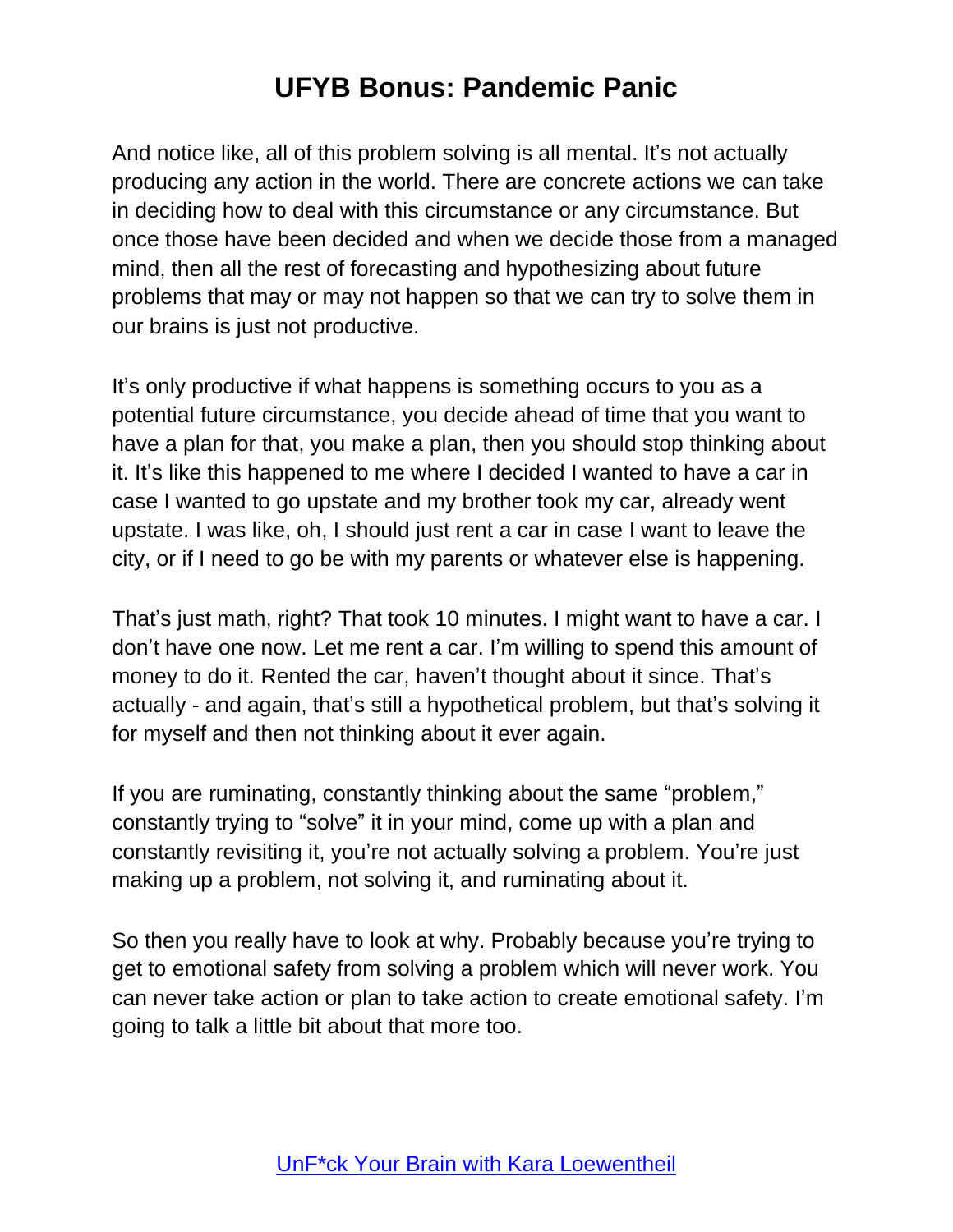And notice like, all of this problem solving is all mental. It's not actually producing any action in the world. There are concrete actions we can take in deciding how to deal with this circumstance or any circumstance. But once those have been decided and when we decide those from a managed mind, then all the rest of forecasting and hypothesizing about future problems that may or may not happen so that we can try to solve them in our brains is just not productive.

It's only productive if what happens is something occurs to you as a potential future circumstance, you decide ahead of time that you want to have a plan for that, you make a plan, then you should stop thinking about it. It's like this happened to me where I decided I wanted to have a car in case I wanted to go upstate and my brother took my car, already went upstate. I was like, oh, I should just rent a car in case I want to leave the city, or if I need to go be with my parents or whatever else is happening.

That's just math, right? That took 10 minutes. I might want to have a car. I don't have one now. Let me rent a car. I'm willing to spend this amount of money to do it. Rented the car, haven't thought about it since. That's actually - and again, that's still a hypothetical problem, but that's solving it for myself and then not thinking about it ever again.

If you are ruminating, constantly thinking about the same "problem," constantly trying to "solve" it in your mind, come up with a plan and constantly revisiting it, you're not actually solving a problem. You're just making up a problem, not solving it, and ruminating about it.

So then you really have to look at why. Probably because you're trying to get to emotional safety from solving a problem which will never work. You can never take action or plan to take action to create emotional safety. I'm going to talk a little bit about that more too.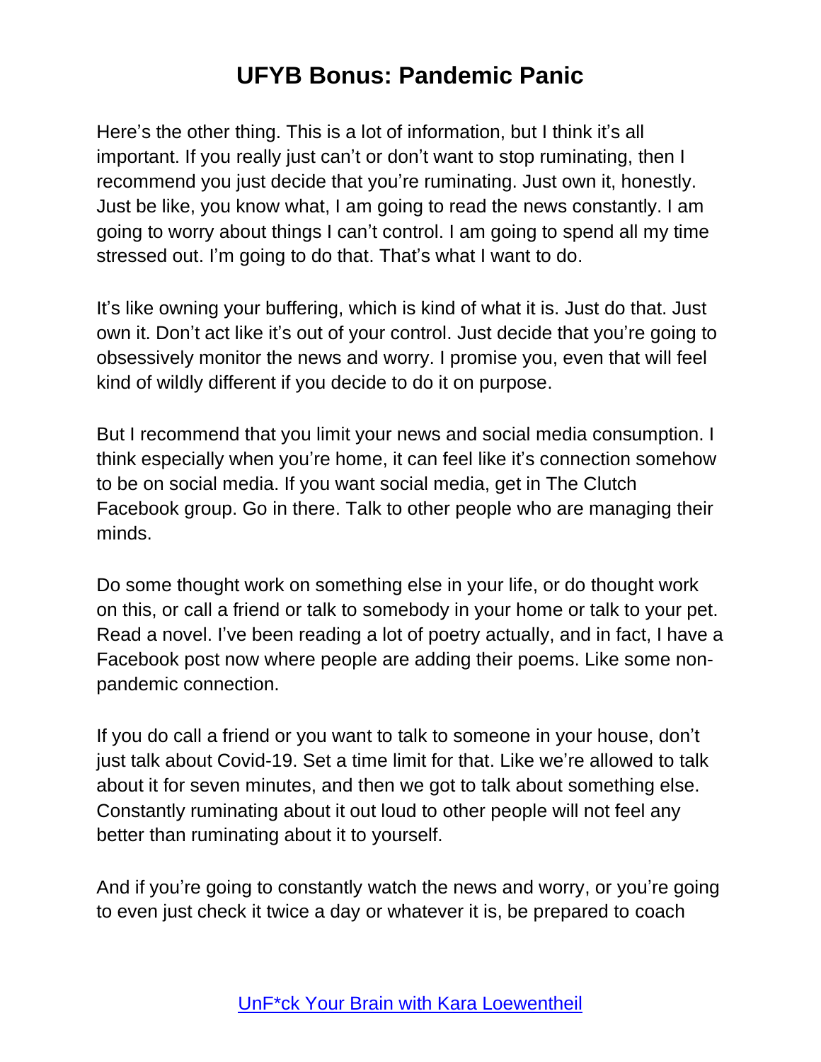Here's the other thing. This is a lot of information, but I think it's all important. If you really just can't or don't want to stop ruminating, then I recommend you just decide that you're ruminating. Just own it, honestly. Just be like, you know what, I am going to read the news constantly. I am going to worry about things I can't control. I am going to spend all my time stressed out. I'm going to do that. That's what I want to do.

It's like owning your buffering, which is kind of what it is. Just do that. Just own it. Don't act like it's out of your control. Just decide that you're going to obsessively monitor the news and worry. I promise you, even that will feel kind of wildly different if you decide to do it on purpose.

But I recommend that you limit your news and social media consumption. I think especially when you're home, it can feel like it's connection somehow to be on social media. If you want social media, get in The Clutch Facebook group. Go in there. Talk to other people who are managing their minds.

Do some thought work on something else in your life, or do thought work on this, or call a friend or talk to somebody in your home or talk to your pet. Read a novel. I've been reading a lot of poetry actually, and in fact, I have a Facebook post now where people are adding their poems. Like some non-pandemic connection.

If you do call a friend or you want to talk to someone in your house, don't just talk about Covid-19. Set a time limit for that. Like we're allowed to talk about it for seven minutes, and then we got to talk about something else. Constantly ruminating about it out loud to other people will not feel any better than ruminating about it to yourself.

And if you're going to constantly watch the news and worry, or you're going to even just check it twice a day or whatever it is, be prepared to coach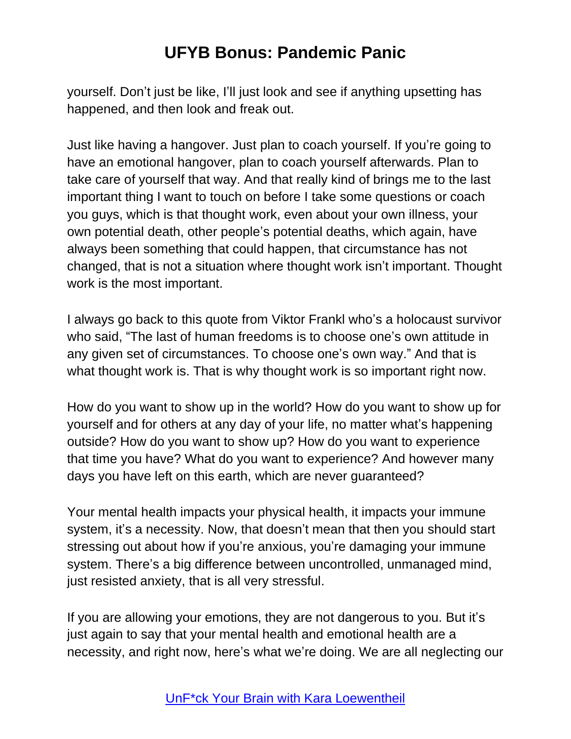yourself. Don't just be like, I'll just look and see if anything upsetting has happened, and then look and freak out.

Just like having a hangover. Just plan to coach yourself. If you're going to have an emotional hangover, plan to coach yourself afterwards. Plan to take care of yourself that way. And that really kind of brings me to the last important thing I want to touch on before I take some questions or coach you guys, which is that thought work, even about your own illness, your own potential death, other people's potential deaths, which again, have always been something that could happen, that circumstance has not changed, that is not a situation where thought work isn't important. Thought work is the most important.

I always go back to this quote from Viktor Frankl who's a holocaust survivor who said, "The last of human freedoms is to choose one's own attitude in any given set of circumstances. To choose one's own way." And that is what thought work is. That is why thought work is so important right now.

How do you want to show up in the world? How do you want to show up for yourself and for others at any day of your life, no matter what's happening outside? How do you want to show up? How do you want to experience that time you have? What do you want to experience? And however many days you have left on this earth, which are never guaranteed?

Your mental health impacts your physical health, it impacts your immune system, it's a necessity. Now, that doesn't mean that then you should start stressing out about how if you're anxious, you're damaging your immune system. There's a big difference between uncontrolled, unmanaged mind, just resisted anxiety, that is all very stressful.

If you are allowing your emotions, they are not dangerous to you. But it's just again to say that your mental health and emotional health are a necessity, and right now, here's what we're doing. We are all neglecting our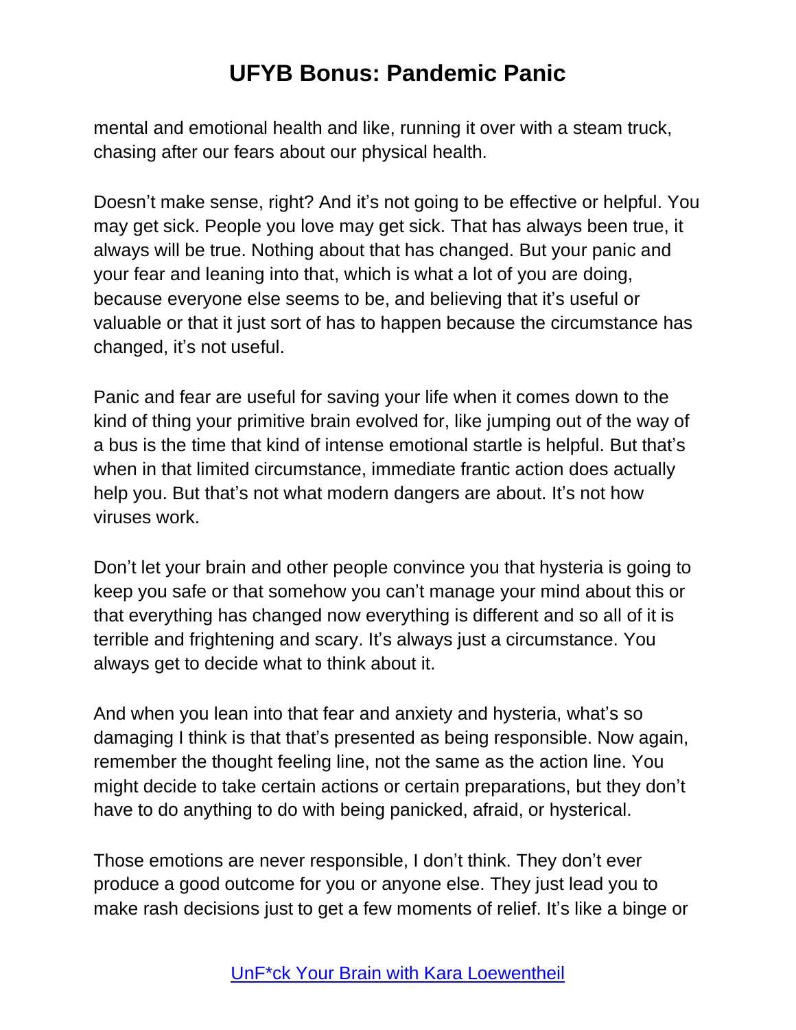mental and emotional health and like, running it over with a steam truck, chasing after our fears about our physical health.

Doesn't make sense, right? And it's not going to be effective or helpful. You may get sick. People you love may get sick. That has always been true, it always will be true. Nothing about that has changed. But your panic and your fear and leaning into that, which is what a lot of you are doing, because everyone else seems to be, and believing that it's useful or valuable or that it just sort of has to happen because the circumstance has changed, it's not useful.

Panic and fear are useful for saving your life when it comes down to the kind of thing your primitive brain evolved for, like jumping out of the way of a bus is the time that kind of intense emotional startle is helpful. But that's when in that limited circumstance, immediate frantic action does actually help you. But that's not what modern dangers are about. It's not how viruses work.

Don't let your brain and other people convince you that hysteria is going to keep you safe or that somehow you can't manage your mind about this or that everything has changed now everything is different and so all of it is terrible and frightening and scary. It's always just a circumstance. You always get to decide what to think about it.

And when you lean into that fear and anxiety and hysteria, what's so damaging I think is that that's presented as being responsible. Now again, remember the thought feeling line, not the same as the action line. You might decide to take certain actions or certain preparations, but they don't have to do anything to do with being panicked, afraid, or hysterical.

Those emotions are never responsible, I don't think. They don't ever produce a good outcome for you or anyone else. They just lead you to make rash decisions just to get a few moments of relief. It's like a binge or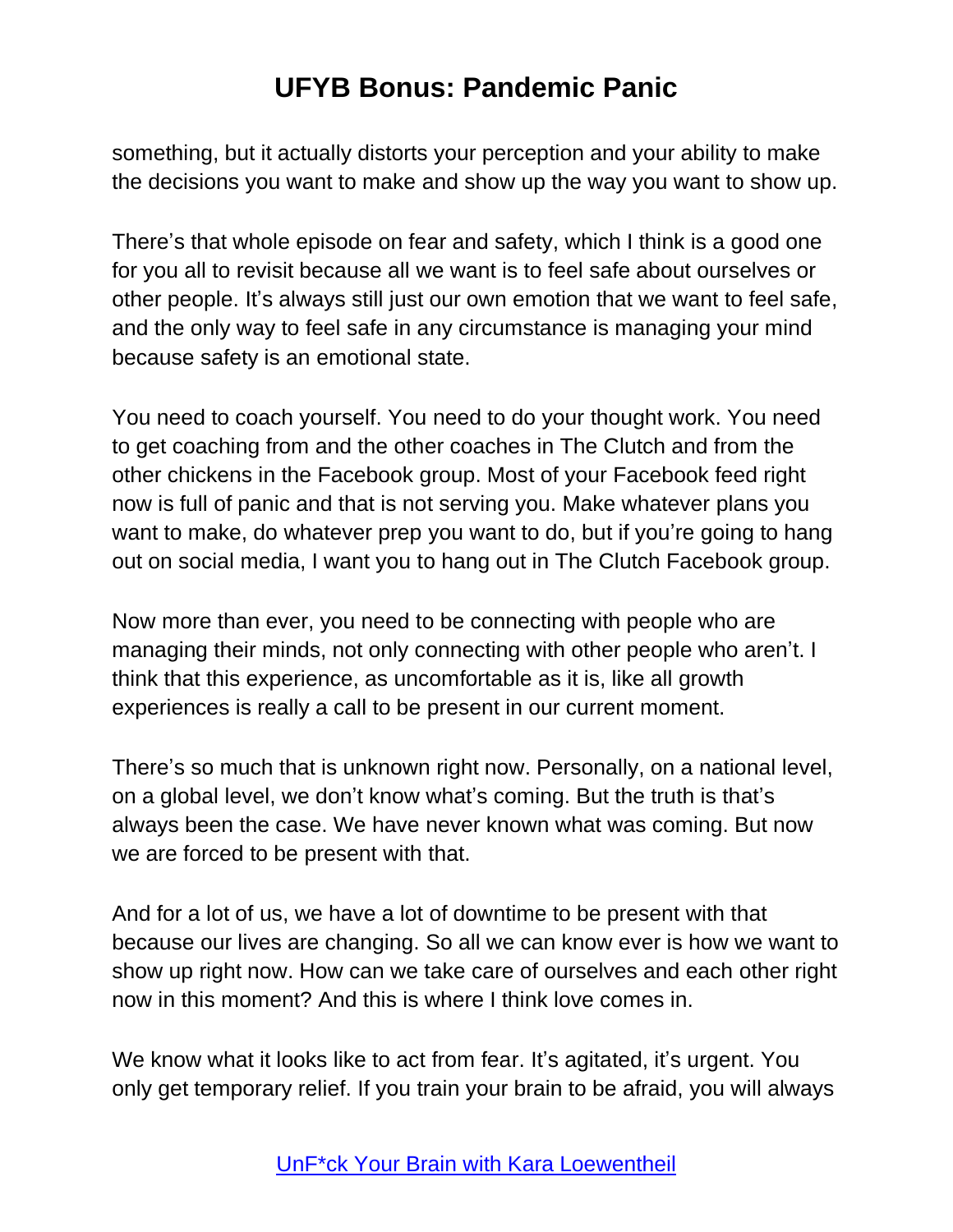something, but it actually distorts your perception and your ability to make the decisions you want to make and show up the way you want to show up.

There's that whole episode on fear and safety, which I think is a good one for you all to revisit because all we want is to feel safe about ourselves or other people. It's always still just our own emotion that we want to feel safe, and the only way to feel safe in any circumstance is managing your mind because safety is an emotional state.

You need to coach yourself. You need to do your thought work. You need to get coaching from and the other coaches in The Clutch and from the other chickens in the Facebook group. Most of your Facebook feed right now is full of panic and that is not serving you. Make whatever plans you want to make, do whatever prep you want to do, but if you're going to hang out on social media, I want you to hang out in The Clutch Facebook group.

Now more than ever, you need to be connecting with people who are managing their minds, not only connecting with other people who aren't. I think that this experience, as uncomfortable as it is, like all growth experiences is really a call to be present in our current moment.

There's so much that is unknown right now. Personally, on a national level, on a global level, we don't know what's coming. But the truth is that's always been the case. We have never known what was coming. But now we are forced to be present with that.

And for a lot of us, we have a lot of downtime to be present with that because our lives are changing. So all we can know ever is how we want to show up right now. How can we take care of ourselves and each other right now in this moment? And this is where I think love comes in.

We know what it looks like to act from fear. It's agitated, it's urgent. You only get temporary relief. If you train your brain to be afraid, you will always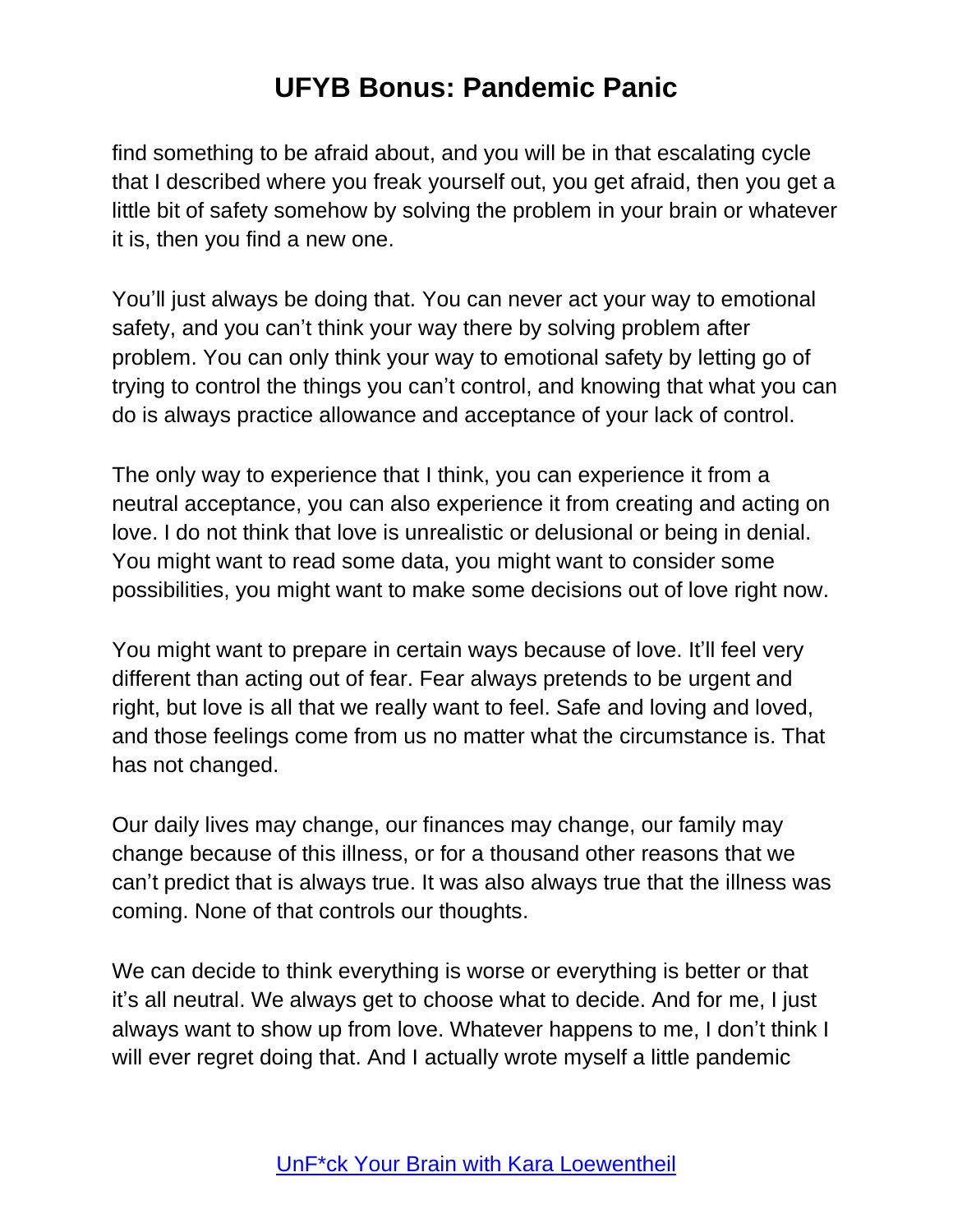find something to be afraid about, and you will be in that escalating cycle that I described where you freak yourself out, you get afraid, then you get a little bit of safety somehow by solving the problem in your brain or whatever it is, then you find a new one.

You'll just always be doing that. You can never act your way to emotional safety, and you can't think your way there by solving problem after problem. You can only think your way to emotional safety by letting go of trying to control the things you can't control, and knowing that what you can do is always practice allowance and acceptance of your lack of control.

The only way to experience that I think, you can experience it from a neutral acceptance, you can also experience it from creating and acting on love. I do not think that love is unrealistic or delusional or being in denial. You might want to read some data, you might want to consider some possibilities, you might want to make some decisions out of love right now.

You might want to prepare in certain ways because of love. It'll feel very different than acting out of fear. Fear always pretends to be urgent and right, but love is all that we really want to feel. Safe and loving and loved, and those feelings come from us no matter what the circumstance is. That has not changed.

Our daily lives may change, our finances may change, our family may change because of this illness, or for a thousand other reasons that we can't predict that is always true. It was also always true that the illness was coming. None of that controls our thoughts.

We can decide to think everything is worse or everything is better or that it's all neutral. We always get to choose what to decide. And for me, I just always want to show up from love. Whatever happens to me, I don't think I will ever regret doing that. And I actually wrote myself a little pandemic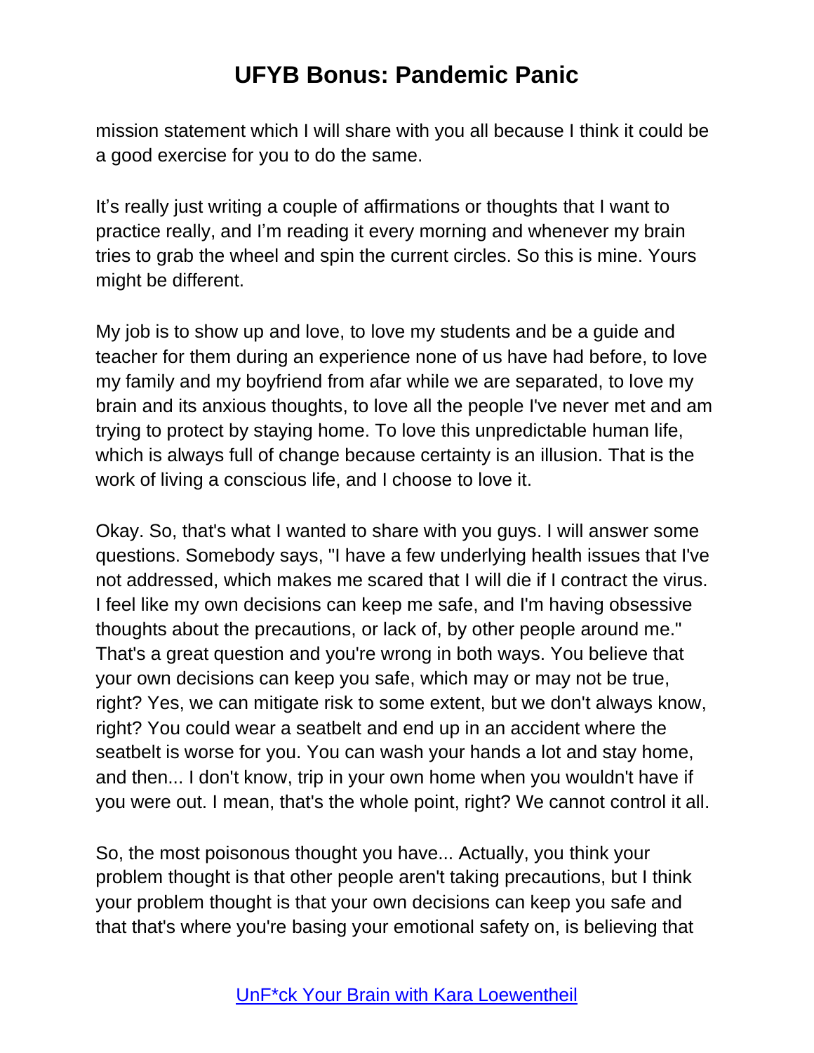mission statement which I will share with you all because I think it could be a good exercise for you to do the same.

It’s really just writing a couple of affirmations or thoughts that I want to practice really, and I’m reading it every morning and whenever my brain tries to grab the wheel and spin the current circles. So this is mine. Yours might be different.

My job is to show up and love, to love my students and be a guide and teacher for them during an experience none of us have had before, to love my family and my boyfriend from afar while we are separated, to love my brain and its anxious thoughts, to love all the people I've never met and am trying to protect by staying home. To love this unpredictable human life, which is always full of change because certainty is an illusion. That is the work of living a conscious life, and I choose to love it.

Okay. So, that's what I wanted to share with you guys. I will answer some questions. Somebody says, "I have a few underlying health issues that I've not addressed, which makes me scared that I will die if I contract the virus. I feel like my own decisions can keep me safe, and I'm having obsessive thoughts about the precautions, or lack of, by other people around me." That's a great question and you're wrong in both ways. You believe that your own decisions can keep you safe, which may or may not be true, right? Yes, we can mitigate risk to some extent, but we don't always know, right? You could wear a seatbelt and end up in an accident where the seatbelt is worse for you. You can wash your hands a lot and stay home, and then... I don't know, trip in your own home when you wouldn't have if you were out. I mean, that's the whole point, right? We cannot control it all.

So, the most poisonous thought you have... Actually, you think your problem thought is that other people aren't taking precautions, but I think your problem thought is that your own decisions can keep you safe and that that's where you're basing your emotional safety on, is believing that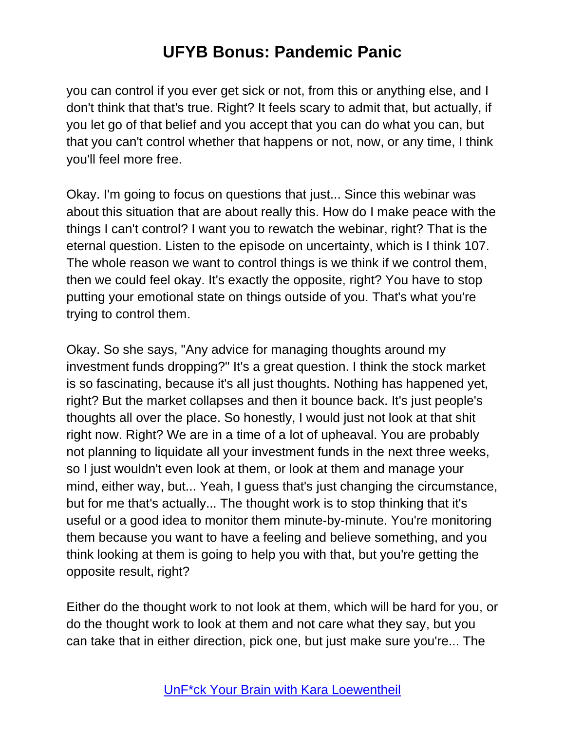you can control if you ever get sick or not, from this or anything else, and I don't think that that's true. Right? It feels scary to admit that, but actually, if you let go of that belief and you accept that you can do what you can, but that you can't control whether that happens or not, now, or any time, I think you'll feel more free.

Okay. I'm going to focus on questions that just... Since this webinar was about this situation that are about really this. How do I make peace with the things I can't control? I want you to rewatch the webinar, right? That is the eternal question. Listen to the episode on uncertainty, which is I think 107. The whole reason we want to control things is we think if we control them, then we could feel okay. It's exactly the opposite, right? You have to stop putting your emotional state on things outside of you. That's what you're trying to control them.

Okay. So she says, "Any advice for managing thoughts around my investment funds dropping?" It's a great question. I think the stock market is so fascinating, because it's all just thoughts. Nothing has happened yet, right? But the market collapses and then it bounce back. It's just people's thoughts all over the place. So honestly, I would just not look at that shit right now. Right? We are in a time of a lot of upheaval. You are probably not planning to liquidate all your investment funds in the next three weeks, so I just wouldn't even look at them, or look at them and manage your mind, either way, but... Yeah, I guess that's just changing the circumstance, but for me that's actually... The thought work is to stop thinking that it's useful or a good idea to monitor them minute-by-minute. You're monitoring them because you want to have a feeling and believe something, and you think looking at them is going to help you with that, but you're getting the opposite result, right?

Either do the thought work to not look at them, which will be hard for you, or do the thought work to look at them and not care what they say, but you can take that in either direction, pick one, but just make sure you're... The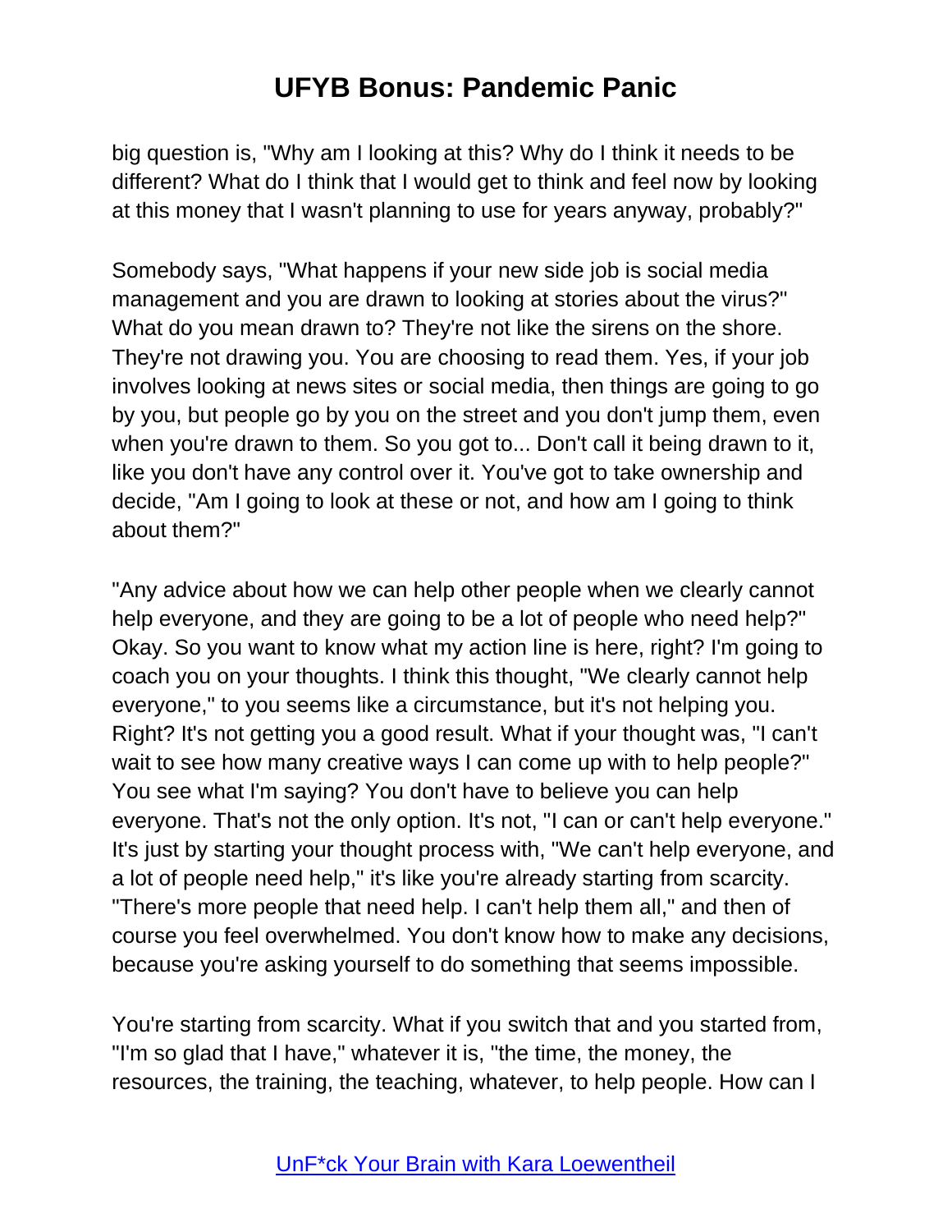big question is, "Why am I looking at this? Why do I think it needs to be different? What do I think that I would get to think and feel now by looking at this money that I wasn't planning to use for years anyway, probably?"

Somebody says, "What happens if your new side job is social media management and you are drawn to looking at stories about the virus?" What do you mean drawn to? They're not like the sirens on the shore. They're not drawing you. You are choosing to read them. Yes, if your job involves looking at news sites or social media, then things are going to go by you, but people go by you on the street and you don't jump them, even when you're drawn to them. So you got to... Don't call it being drawn to it, like you don't have any control over it. You've got to take ownership and decide, "Am I going to look at these or not, and how am I going to think about them?"

"Any advice about how we can help other people when we clearly cannot help everyone, and they are going to be a lot of people who need help?" Okay. So you want to know what my action line is here, right? I'm going to coach you on your thoughts. I think this thought, "We clearly cannot help everyone," to you seems like a circumstance, but it's not helping you. Right? It's not getting you a good result. What if your thought was, "I can't wait to see how many creative ways I can come up with to help people?" You see what I'm saying? You don't have to believe you can help everyone. That's not the only option. It's not, "I can or can't help everyone." It's just by starting your thought process with, "We can't help everyone, and a lot of people need help," it's like you're already starting from scarcity. "There's more people that need help. I can't help them all," and then of course you feel overwhelmed. You don't know how to make any decisions, because you're asking yourself to do something that seems impossible.

You're starting from scarcity. What if you switch that and you started from, "I'm so glad that I have," whatever it is, "the time, the money, the resources, the training, the teaching, whatever, to help people. How can I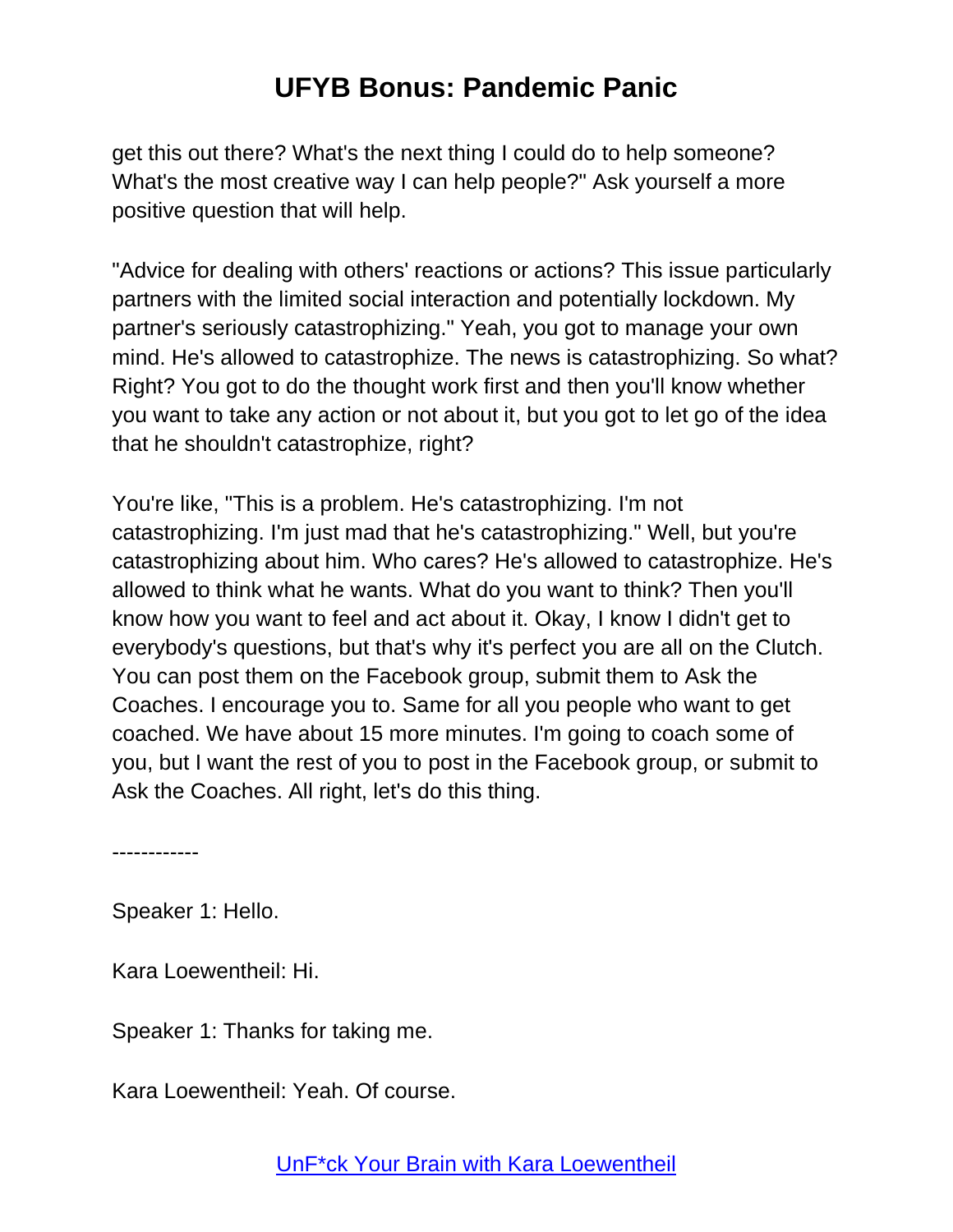get this out there? What's the next thing I could do to help someone? What's the most creative way I can help people?" Ask yourself a more positive question that will help.

"Advice for dealing with others' reactions or actions? This issue particularly partners with the limited social interaction and potentially lockdown. My partner's seriously catastrophizing." Yeah, you got to manage your own mind. He's allowed to catastrophize. The news is catastrophizing. So what? Right? You got to do the thought work first and then you'll know whether you want to take any action or not about it, but you got to let go of the idea that he shouldn't catastrophize, right?

You're like, "This is a problem. He's catastrophizing. I'm not catastrophizing. I'm just mad that he's catastrophizing." Well, but you're catastrophizing about him. Who cares? He's allowed to catastrophize. He's allowed to think what he wants. What do you want to think? Then you'll know how you want to feel and act about it. Okay, I know I didn't get to everybody's questions, but that's why it's perfect you are all on the Clutch. You can post them on the Facebook group, submit them to Ask the Coaches. I encourage you to. Same for all you people who want to get coached. We have about 15 more minutes. I'm going to coach some of you, but I want the rest of you to post in the Facebook group, or submit to Ask the Coaches. All right, let's do this thing.

------------

Speaker 1: Hello.

Kara Loewentheil: Hi.

Speaker 1: Thanks for taking me.

Kara Loewentheil: Yeah. Of course.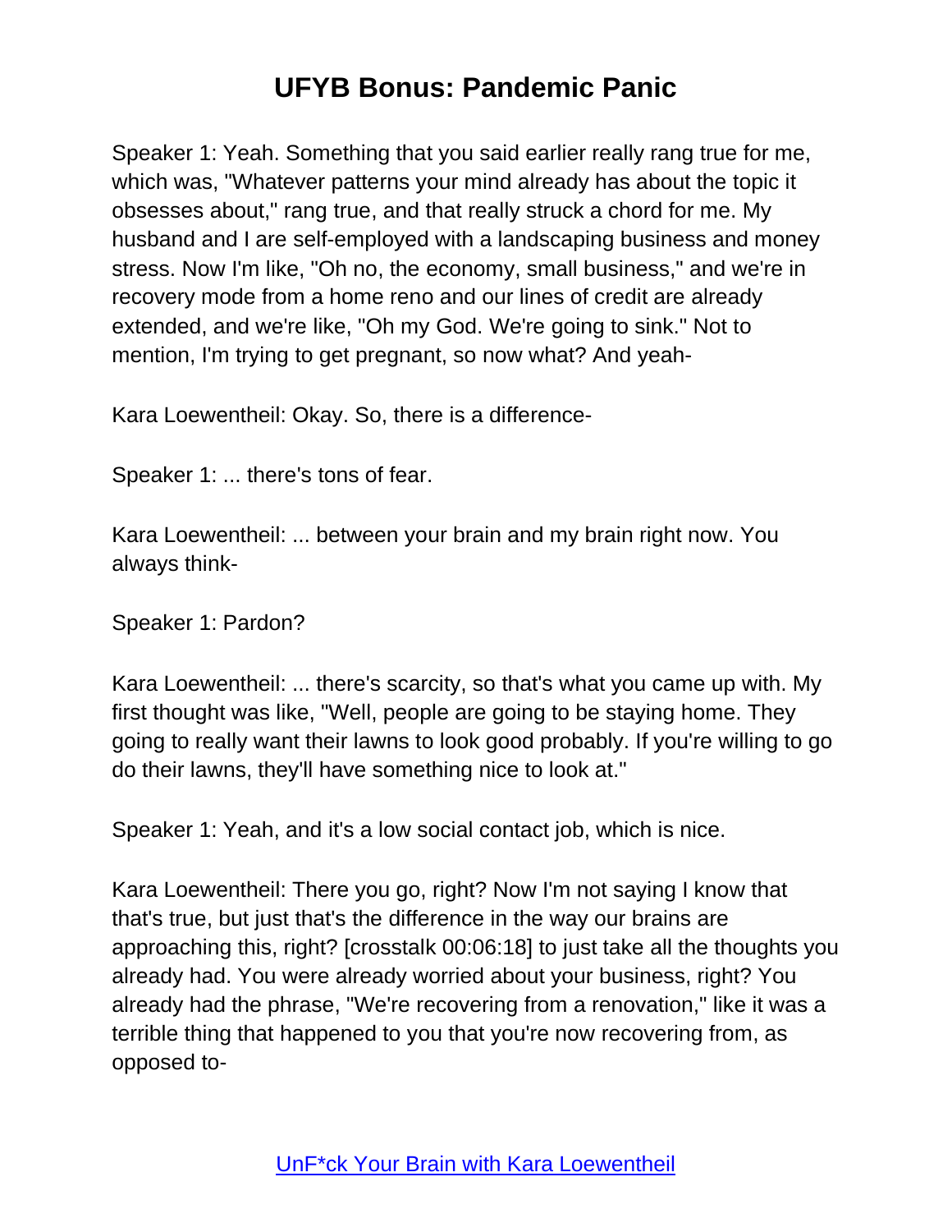Speaker 1: Yeah. Something that you said earlier really rang true for me, which was, "Whatever patterns your mind already has about the topic it obsesses about," rang true, and that really struck a chord for me. My husband and I are self-employed with a landscaping business and money stress. Now I'm like, "Oh no, the economy, small business," and we're in recovery mode from a home reno and our lines of credit are already extended, and we're like, "Oh my God. We're going to sink." Not to mention, I'm trying to get pregnant, so now what? And yeah-

Kara Loewentheil: Okay. So, there is a difference-

Speaker 1: ... there's tons of fear.

Kara Loewentheil: ... between your brain and my brain right now. You always think-

Speaker 1: Pardon?

Kara Loewentheil: ... there's scarcity, so that's what you came up with. My first thought was like, "Well, people are going to be staying home. They going to really want their lawns to look good probably. If you're willing to go do their lawns, they'll have something nice to look at."

Speaker 1: Yeah, and it's a low social contact job, which is nice.

Kara Loewentheil: There you go, right? Now I'm not saying I know that that's true, but just that's the difference in the way our brains are approaching this, right? [crosstalk 00:06:18] to just take all the thoughts you already had. You were already worried about your business, right? You already had the phrase, "We're recovering from a renovation," like it was a terrible thing that happened to you that you're now recovering from, as opposed to-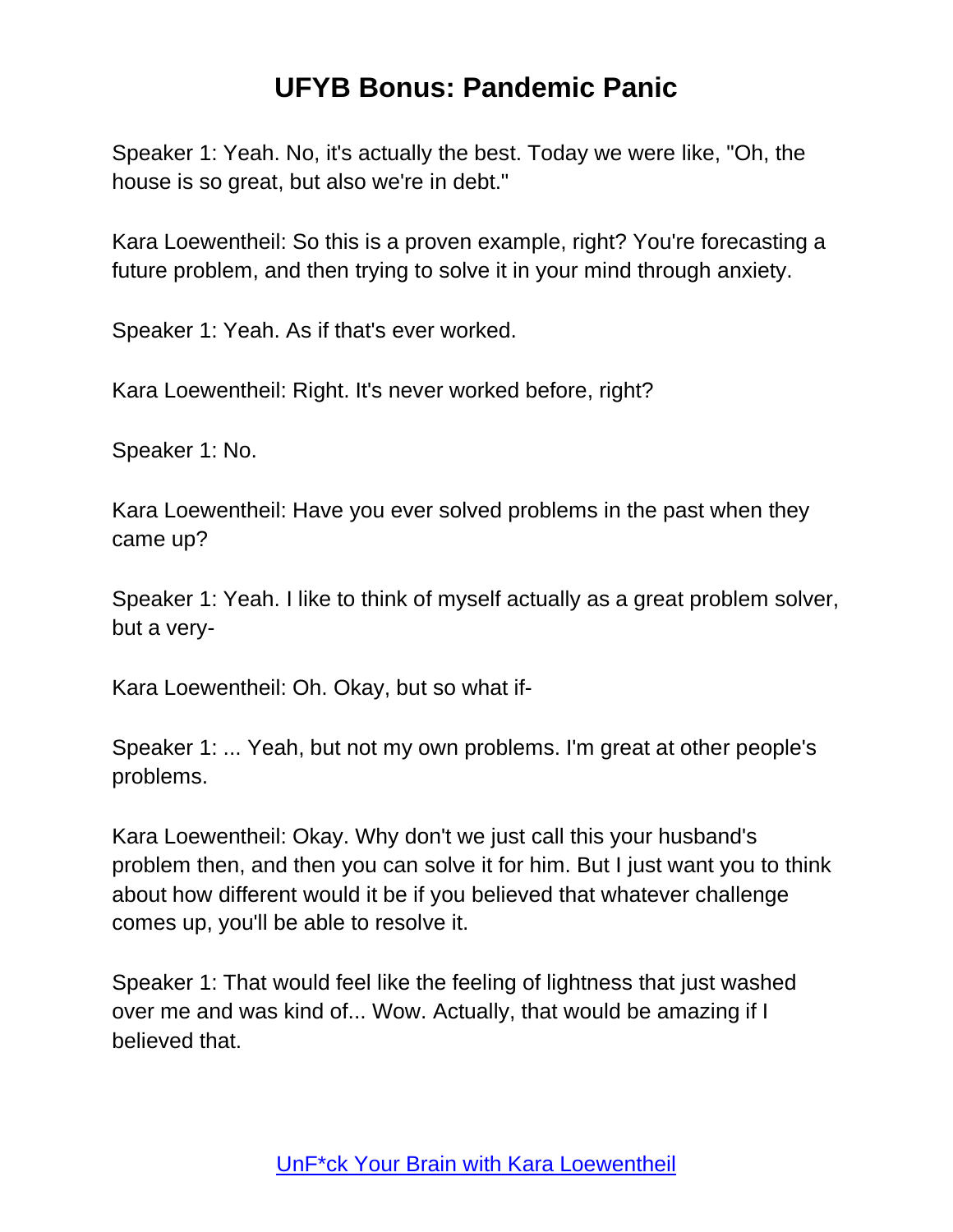Speaker 1: Yeah. No, it's actually the best. Today we were like, "Oh, the house is so great, but also we're in debt."

Kara Loewentheil: So this is a proven example, right? You're forecasting a future problem, and then trying to solve it in your mind through anxiety.

Speaker 1: Yeah. As if that's ever worked.

Kara Loewentheil: Right. It's never worked before, right?

Speaker 1: No.

Kara Loewentheil: Have you ever solved problems in the past when they came up?

Speaker 1: Yeah. I like to think of myself actually as a great problem solver, but a very-

Kara Loewentheil: Oh. Okay, but so what if-

Speaker 1: ... Yeah, but not my own problems. I'm great at other people's problems.

Kara Loewentheil: Okay. Why don't we just call this your husband's problem then, and then you can solve it for him. But I just want you to think about how different would it be if you believed that whatever challenge comes up, you'll be able to resolve it.

Speaker 1: That would feel like the feeling of lightness that just washed over me and was kind of... Wow. Actually, that would be amazing if I believed that.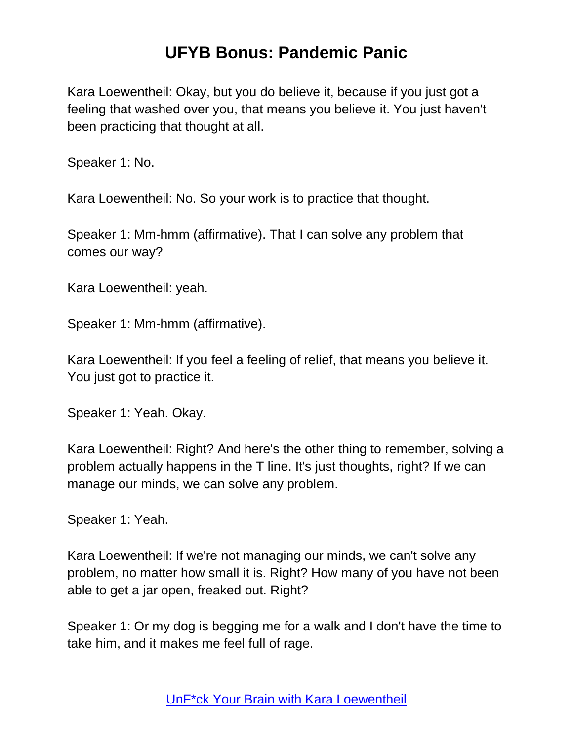Kara Loewentheil: Okay, but you do believe it, because if you just got a feeling that washed over you, that means you believe it. You just haven't been practicing that thought at all.

Speaker 1: No.

Kara Loewentheil: No. So your work is to practice that thought.

Speaker 1: Mm-hmm (affirmative). That I can solve any problem that comes our way?

Kara Loewentheil: yeah.

Speaker 1: Mm-hmm (affirmative).

Kara Loewentheil: If you feel a feeling of relief, that means you believe it. You just got to practice it.

Speaker 1: Yeah. Okay.

Kara Loewentheil: Right? And here's the other thing to remember, solving a problem actually happens in the T line. It's just thoughts, right? If we can manage our minds, we can solve any problem.

Speaker 1: Yeah.

Kara Loewentheil: If we're not managing our minds, we can't solve any problem, no matter how small it is. Right? How many of you have not been able to get a jar open, freaked out. Right?

Speaker 1: Or my dog is begging me for a walk and I don't have the time to take him, and it makes me feel full of rage.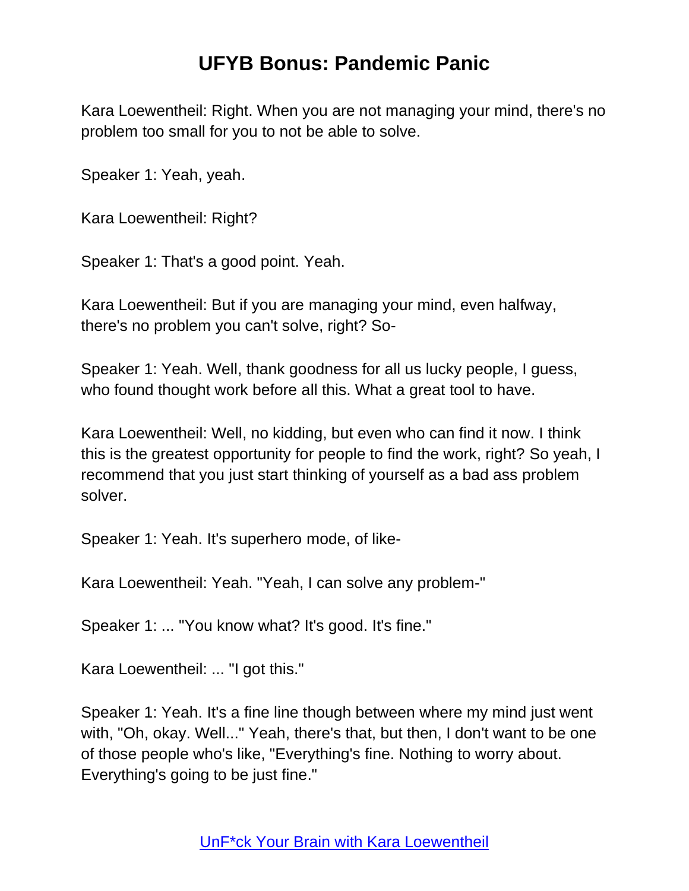Kara Loewentheil: Right. When you are not managing your mind, there's no problem too small for you to not be able to solve.

Speaker 1: Yeah, yeah.

Kara Loewentheil: Right?

Speaker 1: That's a good point. Yeah.

Kara Loewentheil: But if you are managing your mind, even halfway, there's no problem you can't solve, right? So-

Speaker 1: Yeah. Well, thank goodness for all us lucky people, I guess, who found thought work before all this. What a great tool to have.

Kara Loewentheil: Well, no kidding, but even who can find it now. I think this is the greatest opportunity for people to find the work, right? So yeah, I recommend that you just start thinking of yourself as a bad ass problem solver.

Speaker 1: Yeah. It's superhero mode, of like-

Kara Loewentheil: Yeah. "Yeah, I can solve any problem-"

Speaker 1: ... "You know what? It's good. It's fine."

Kara Loewentheil: ... "I got this."

Speaker 1: Yeah. It's a fine line though between where my mind just went with, "Oh, okay. Well..." Yeah, there's that, but then, I don't want to be one of those people who's like, "Everything's fine. Nothing to worry about. Everything's going to be just fine."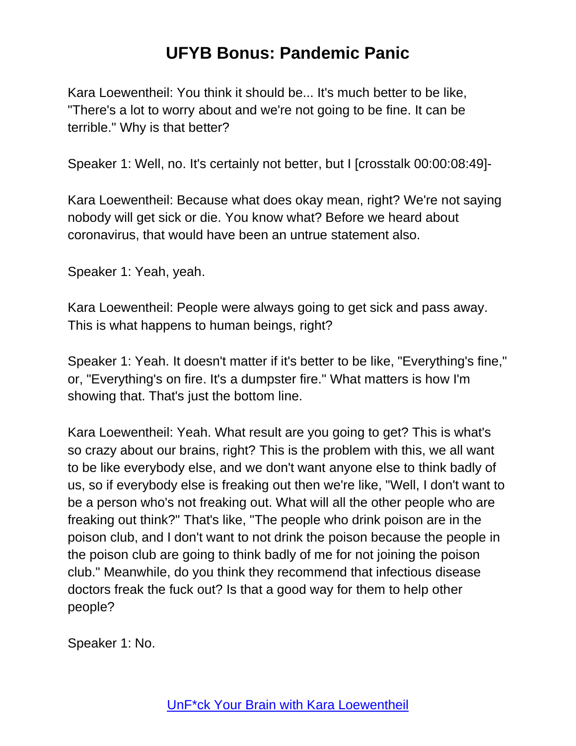Kara Loewentheil: You think it should be... It's much better to be like, "There's a lot to worry about and we're not going to be fine. It can be terrible." Why is that better?

Speaker 1: Well, no. It's certainly not better, but I [crosstalk 00:00:08:49]-

Kara Loewentheil: Because what does okay mean, right? We're not saying nobody will get sick or die. You know what? Before we heard about coronavirus, that would have been an untrue statement also.

Speaker 1: Yeah, yeah.

Kara Loewentheil: People were always going to get sick and pass away. This is what happens to human beings, right?

Speaker 1: Yeah. It doesn't matter if it's better to be like, "Everything's fine," or, "Everything's on fire. It's a dumpster fire." What matters is how I'm showing that. That's just the bottom line.

Kara Loewentheil: Yeah. What result are you going to get? This is what's so crazy about our brains, right? This is the problem with this, we all want to be like everybody else, and we don't want anyone else to think badly of us, so if everybody else is freaking out then we're like, "Well, I don't want to be a person who's not freaking out. What will all the other people who are freaking out think?" That's like, "The people who drink poison are in the poison club, and I don't want to not drink the poison because the people in the poison club are going to think badly of me for not joining the poison club." Meanwhile, do you think they recommend that infectious disease doctors freak the fuck out? Is that a good way for them to help other people?

Speaker 1: No.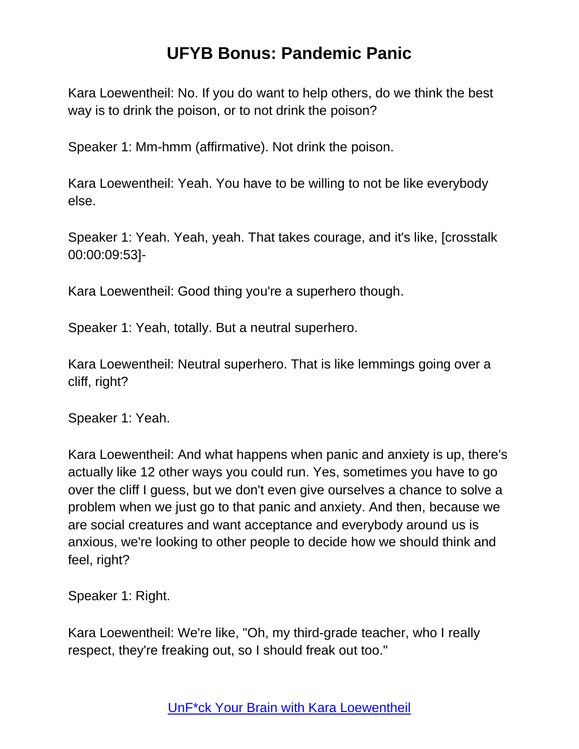Kara Loewentheil: No. If you do want to help others, do we think the best way is to drink the poison, or to not drink the poison?

Speaker 1: Mm-hmm (affirmative). Not drink the poison.

Kara Loewentheil: Yeah. You have to be willing to not be like everybody else.

Speaker 1: Yeah. Yeah, yeah. That takes courage, and it's like, [crosstalk 00:00:09:53]-

Kara Loewentheil: Good thing you're a superhero though.

Speaker 1: Yeah, totally. But a neutral superhero.

Kara Loewentheil: Neutral superhero. That is like lemmings going over a cliff, right?

Speaker 1: Yeah.

Kara Loewentheil: And what happens when panic and anxiety is up, there's actually like 12 other ways you could run. Yes, sometimes you have to go over the cliff I guess, but we don't even give ourselves a chance to solve a problem when we just go to that panic and anxiety. And then, because we are social creatures and want acceptance and everybody around us is anxious, we're looking to other people to decide how we should think and feel, right?

Speaker 1: Right.

Kara Loewentheil: We're like, "Oh, my third-grade teacher, who I really respect, they're freaking out, so I should freak out too."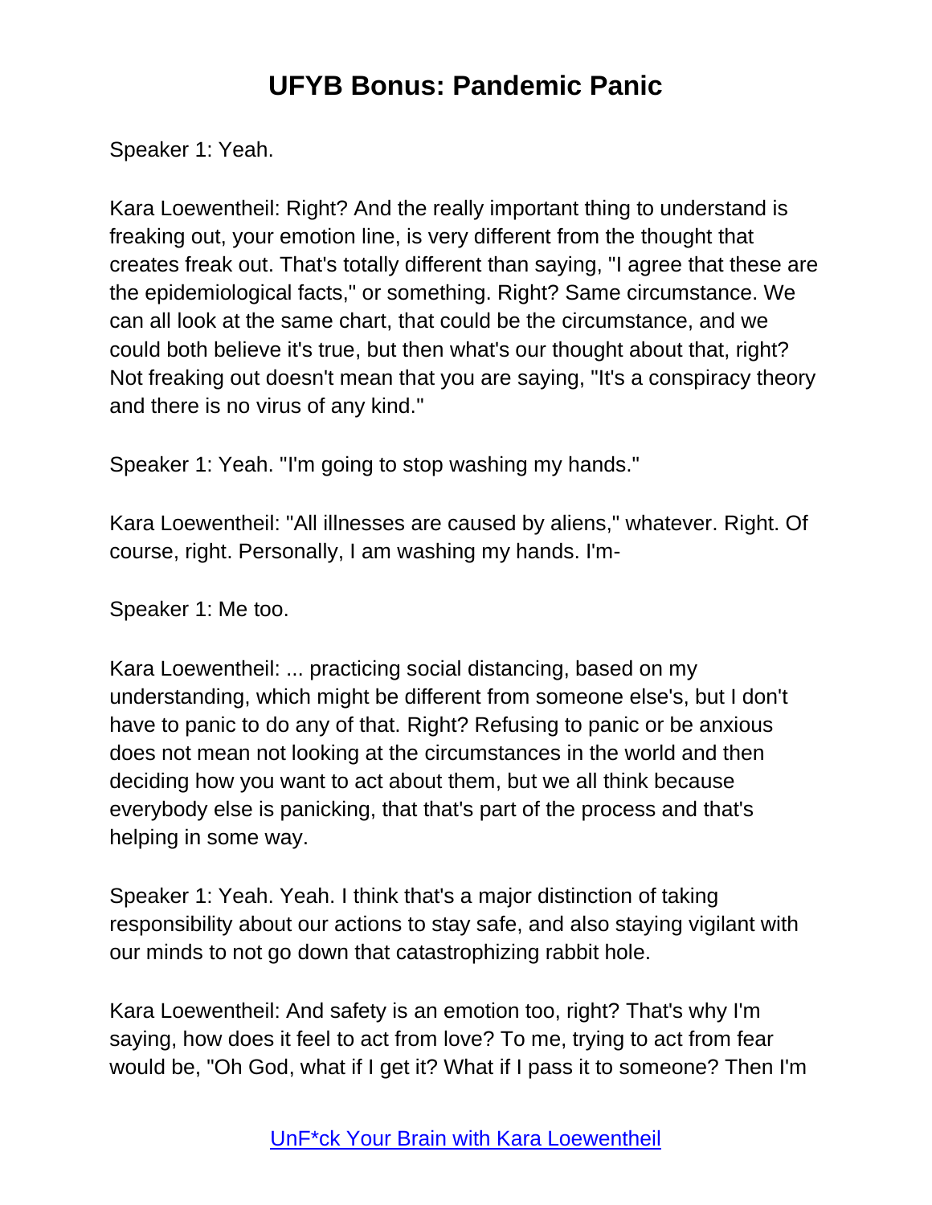Speaker 1: Yeah.

Kara Loewentheil: Right? And the really important thing to understand is freaking out, your emotion line, is very different from the thought that creates freak out. That's totally different than saying, "I agree that these are the epidemiological facts," or something. Right? Same circumstance. We can all look at the same chart, that could be the circumstance, and we could both believe it's true, but then what's our thought about that, right? Not freaking out doesn't mean that you are saying, "It's a conspiracy theory and there is no virus of any kind."

Speaker 1: Yeah. "I'm going to stop washing my hands."

Kara Loewentheil: "All illnesses are caused by aliens," whatever. Right. Of course, right. Personally, I am washing my hands. I'm-

Speaker 1: Me too.

Kara Loewentheil: ... practicing social distancing, based on my understanding, which might be different from someone else's, but I don't have to panic to do any of that. Right? Refusing to panic or be anxious does not mean not looking at the circumstances in the world and then deciding how you want to act about them, but we all think because everybody else is panicking, that that's part of the process and that's helping in some way.

Speaker 1: Yeah. Yeah. I think that's a major distinction of taking responsibility about our actions to stay safe, and also staying vigilant with our minds to not go down that catastrophizing rabbit hole.

Kara Loewentheil: And safety is an emotion too, right? That's why I'm saying, how does it feel to act from love? To me, trying to act from fear would be, "Oh God, what if I get it? What if I pass it to someone? Then I'm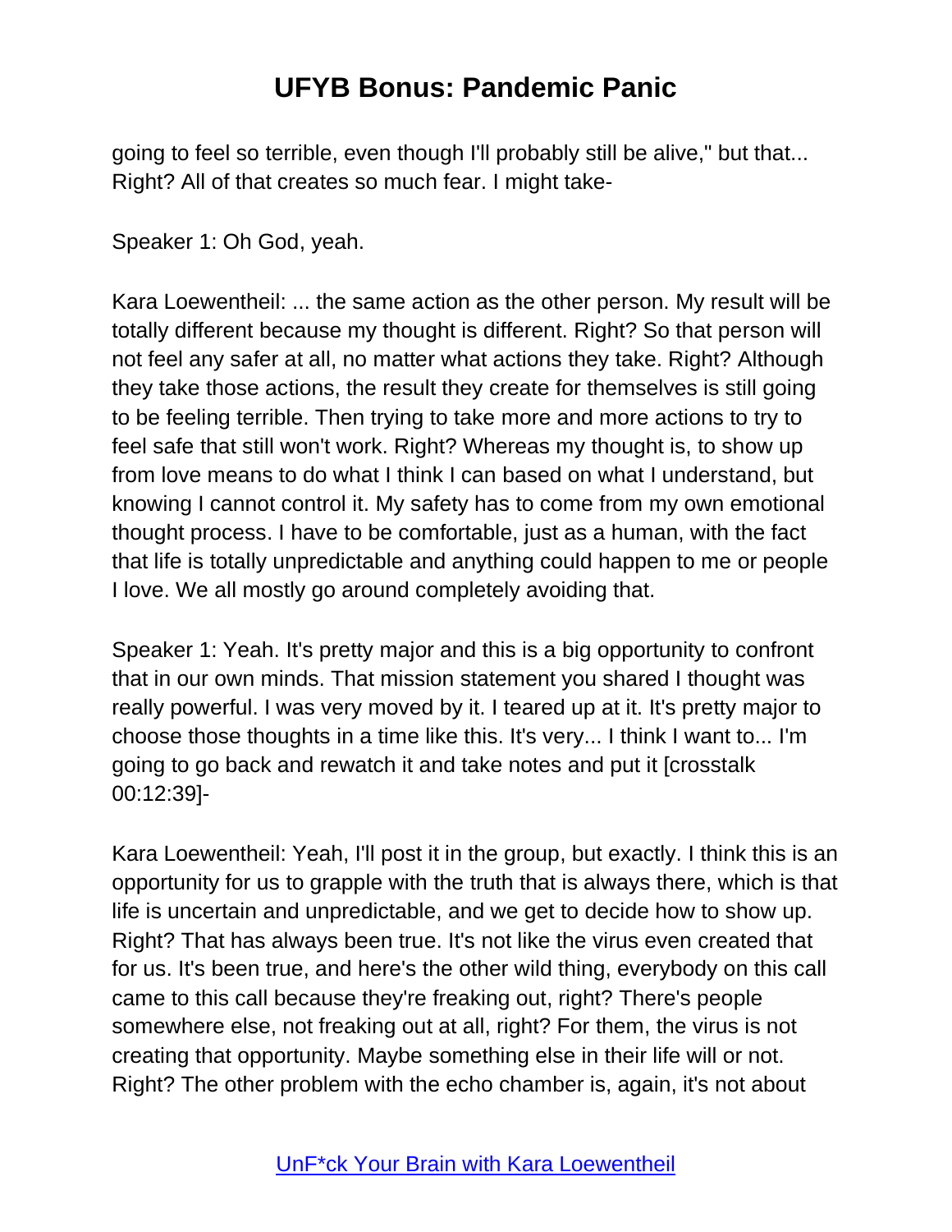going to feel so terrible, even though I'll probably still be alive," but that... Right? All of that creates so much fear. I might take-

Speaker 1: Oh God, yeah.

Kara Loewentheil: ... the same action as the other person. My result will be totally different because my thought is different. Right? So that person will not feel any safer at all, no matter what actions they take. Right? Although they take those actions, the result they create for themselves is still going to be feeling terrible. Then trying to take more and more actions to try to feel safe that still won't work. Right? Whereas my thought is, to show up from love means to do what I think I can based on what I understand, but knowing I cannot control it. My safety has to come from my own emotional thought process. I have to be comfortable, just as a human, with the fact that life is totally unpredictable and anything could happen to me or people I love. We all mostly go around completely avoiding that.

Speaker 1: Yeah. It's pretty major and this is a big opportunity to confront that in our own minds. That mission statement you shared I thought was really powerful. I was very moved by it. I teared up at it. It's pretty major to choose those thoughts in a time like this. It's very... I think I want to... I'm going to go back and rewatch it and take notes and put it [crosstalk 00:12:39]-

Kara Loewentheil: Yeah, I'll post it in the group, but exactly. I think this is an opportunity for us to grapple with the truth that is always there, which is that life is uncertain and unpredictable, and we get to decide how to show up. Right? That has always been true. It's not like the virus even created that for us. It's been true, and here's the other wild thing, everybody on this call came to this call because they're freaking out, right? There's people somewhere else, not freaking out at all, right? For them, the virus is not creating that opportunity. Maybe something else in their life will or not. Right? The other problem with the echo chamber is, again, it's not about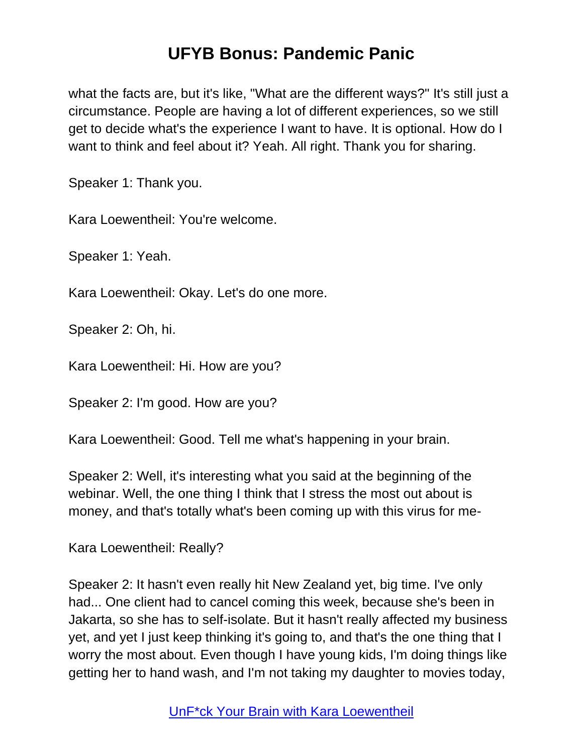what the facts are, but it's like, "What are the different ways?" It's still just a circumstance. People are having a lot of different experiences, so we still get to decide what's the experience I want to have. It is optional. How do I want to think and feel about it? Yeah. All right. Thank you for sharing.

Speaker 1: Thank you.

Kara Loewentheil: You're welcome.

Speaker 1: Yeah.

Kara Loewentheil: Okay. Let's do one more.

Speaker 2: Oh, hi.

Kara Loewentheil: Hi. How are you?

Speaker 2: I'm good. How are you?

Kara Loewentheil: Good. Tell me what's happening in your brain.

Speaker 2: Well, it's interesting what you said at the beginning of the webinar. Well, the one thing I think that I stress the most out about is money, and that's totally what's been coming up with this virus for me-

Kara Loewentheil: Really?

Speaker 2: It hasn't even really hit New Zealand yet, big time. I've only had... One client had to cancel coming this week, because she's been in Jakarta, so she has to self-isolate. But it hasn't really affected my business yet, and yet I just keep thinking it's going to, and that's the one thing that I worry the most about. Even though I have young kids, I'm doing things like getting her to hand wash, and I'm not taking my daughter to movies today,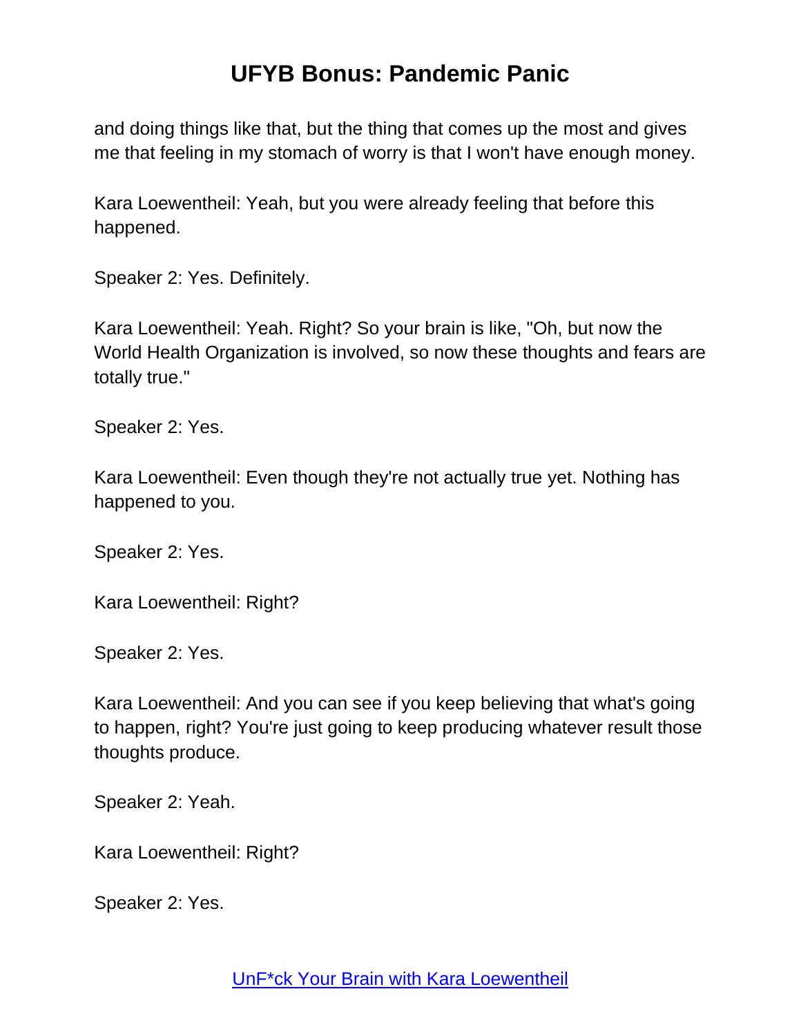and doing things like that, but the thing that comes up the most and gives me that feeling in my stomach of worry is that I won't have enough money.

Kara Loewentheil: Yeah, but you were already feeling that before this happened.

Speaker 2: Yes. Definitely.

Kara Loewentheil: Yeah. Right? So your brain is like, "Oh, but now the World Health Organization is involved, so now these thoughts and fears are totally true."

Speaker 2: Yes.

Kara Loewentheil: Even though they're not actually true yet. Nothing has happened to you.

Speaker 2: Yes.

Kara Loewentheil: Right?

Speaker 2: Yes.

Kara Loewentheil: And you can see if you keep believing that what's going to happen, right? You're just going to keep producing whatever result those thoughts produce.

Speaker 2: Yeah.

Kara Loewentheil: Right?

Speaker 2: Yes.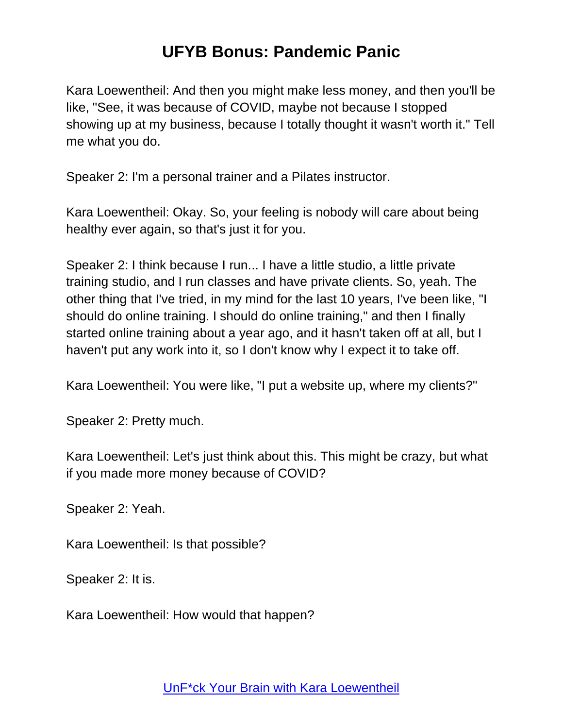Kara Loewentheil: And then you might make less money, and then you'll be like, "See, it was because of COVID, maybe not because I stopped showing up at my business, because I totally thought it wasn't worth it." Tell me what you do.

Speaker 2: I'm a personal trainer and a Pilates instructor.

Kara Loewentheil: Okay. So, your feeling is nobody will care about being healthy ever again, so that's just it for you.

Speaker 2: I think because I run... I have a little studio, a little private training studio, and I run classes and have private clients. So, yeah. The other thing that I've tried, in my mind for the last 10 years, I've been like, "I should do online training. I should do online training," and then I finally started online training about a year ago, and it hasn't taken off at all, but I haven't put any work into it, so I don't know why I expect it to take off.

Kara Loewentheil: You were like, "I put a website up, where my clients?"

Speaker 2: Pretty much.

Kara Loewentheil: Let's just think about this. This might be crazy, but what if you made more money because of COVID?

Speaker 2: Yeah.

Kara Loewentheil: Is that possible?

Speaker 2: It is.

Kara Loewentheil: How would that happen?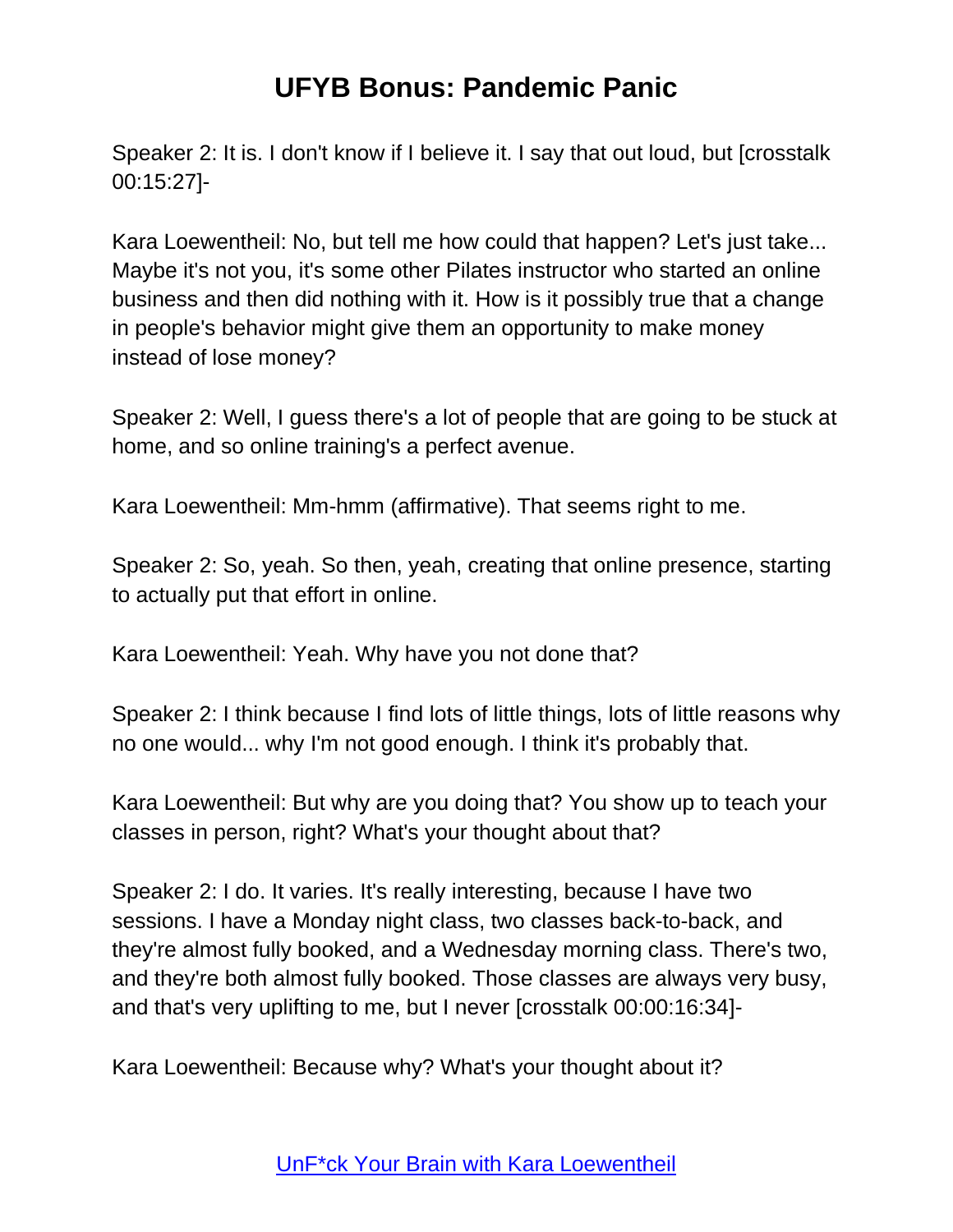Speaker 2: It is. I don't know if I believe it. I say that out loud, but [crosstalk 00:15:27]-

Kara Loewentheil: No, but tell me how could that happen? Let's just take... Maybe it's not you, it's some other Pilates instructor who started an online business and then did nothing with it. How is it possibly true that a change in people's behavior might give them an opportunity to make money instead of lose money?

Speaker 2: Well, I guess there's a lot of people that are going to be stuck at home, and so online training's a perfect avenue.

Kara Loewentheil: Mm-hmm (affirmative). That seems right to me.

Speaker 2: So, yeah. So then, yeah, creating that online presence, starting to actually put that effort in online.

Kara Loewentheil: Yeah. Why have you not done that?

Speaker 2: I think because I find lots of little things, lots of little reasons why no one would... why I'm not good enough. I think it's probably that.

Kara Loewentheil: But why are you doing that? You show up to teach your classes in person, right? What's your thought about that?

Speaker 2: I do. It varies. It's really interesting, because I have two sessions. I have a Monday night class, two classes back-to-back, and they're almost fully booked, and a Wednesday morning class. There's two, and they're both almost fully booked. Those classes are always very busy, and that's very uplifting to me, but I never [crosstalk 00:00:16:34]-

Kara Loewentheil: Because why? What's your thought about it?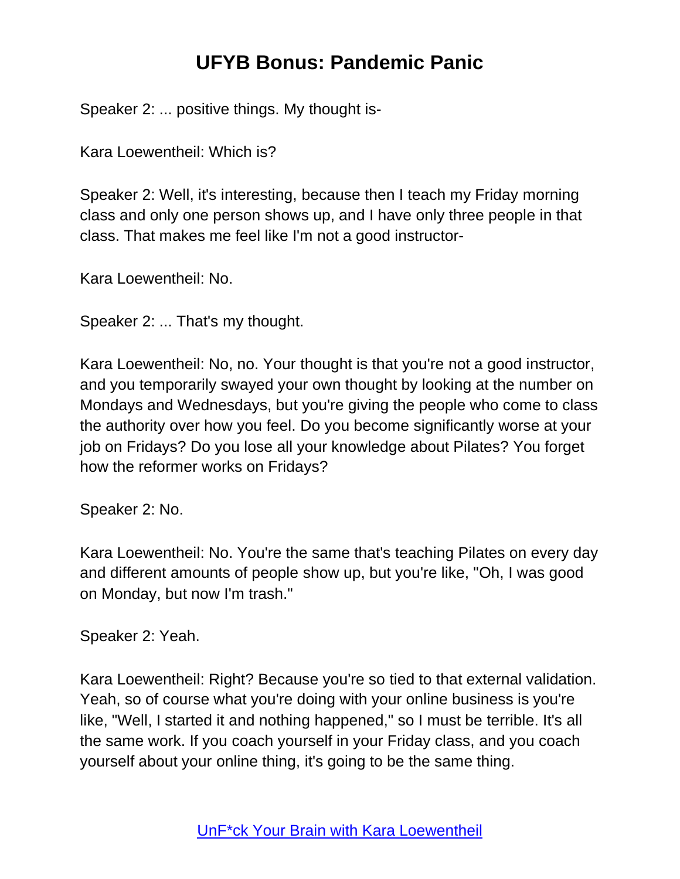Speaker 2: ... positive things. My thought is-

Kara Loewentheil: Which is?

Speaker 2: Well, it's interesting, because then I teach my Friday morning class and only one person shows up, and I have only three people in that class. That makes me feel like I'm not a good instructor-

Kara Loewentheil: No.

Speaker 2: ... That's my thought.

Kara Loewentheil: No, no. Your thought is that you're not a good instructor, and you temporarily swayed your own thought by looking at the number on Mondays and Wednesdays, but you're giving the people who come to class the authority over how you feel. Do you become significantly worse at your job on Fridays? Do you lose all your knowledge about Pilates? You forget how the reformer works on Fridays?

Speaker 2: No.

Kara Loewentheil: No. You're the same that's teaching Pilates on every day and different amounts of people show up, but you're like, "Oh, I was good on Monday, but now I'm trash."

Speaker 2: Yeah.

Kara Loewentheil: Right? Because you're so tied to that external validation. Yeah, so of course what you're doing with your online business is you're like, "Well, I started it and nothing happened," so I must be terrible. It's all the same work. If you coach yourself in your Friday class, and you coach yourself about your online thing, it's going to be the same thing.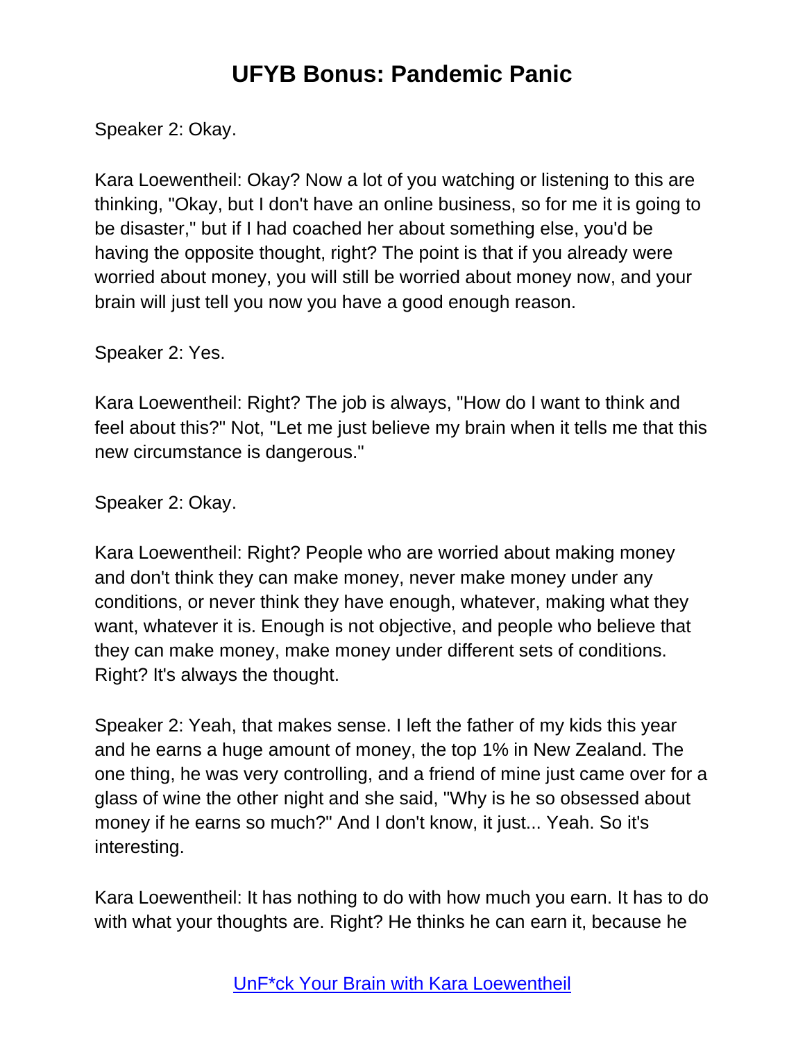Speaker 2: Okay.

Kara Loewentheil: Okay? Now a lot of you watching or listening to this are thinking, "Okay, but I don't have an online business, so for me it is going to be disaster," but if I had coached her about something else, you'd be having the opposite thought, right? The point is that if you already were worried about money, you will still be worried about money now, and your brain will just tell you now you have a good enough reason.

Speaker 2: Yes.

Kara Loewentheil: Right? The job is always, "How do I want to think and feel about this?" Not, "Let me just believe my brain when it tells me that this new circumstance is dangerous."

Speaker 2: Okay.

Kara Loewentheil: Right? People who are worried about making money and don't think they can make money, never make money under any conditions, or never think they have enough, whatever, making what they want, whatever it is. Enough is not objective, and people who believe that they can make money, make money under different sets of conditions. Right? It's always the thought.

Speaker 2: Yeah, that makes sense. I left the father of my kids this year and he earns a huge amount of money, the top 1% in New Zealand. The one thing, he was very controlling, and a friend of mine just came over for a glass of wine the other night and she said, "Why is he so obsessed about money if he earns so much?" And I don't know, it just... Yeah. So it's interesting.

Kara Loewentheil: It has nothing to do with how much you earn. It has to do with what your thoughts are. Right? He thinks he can earn it, because he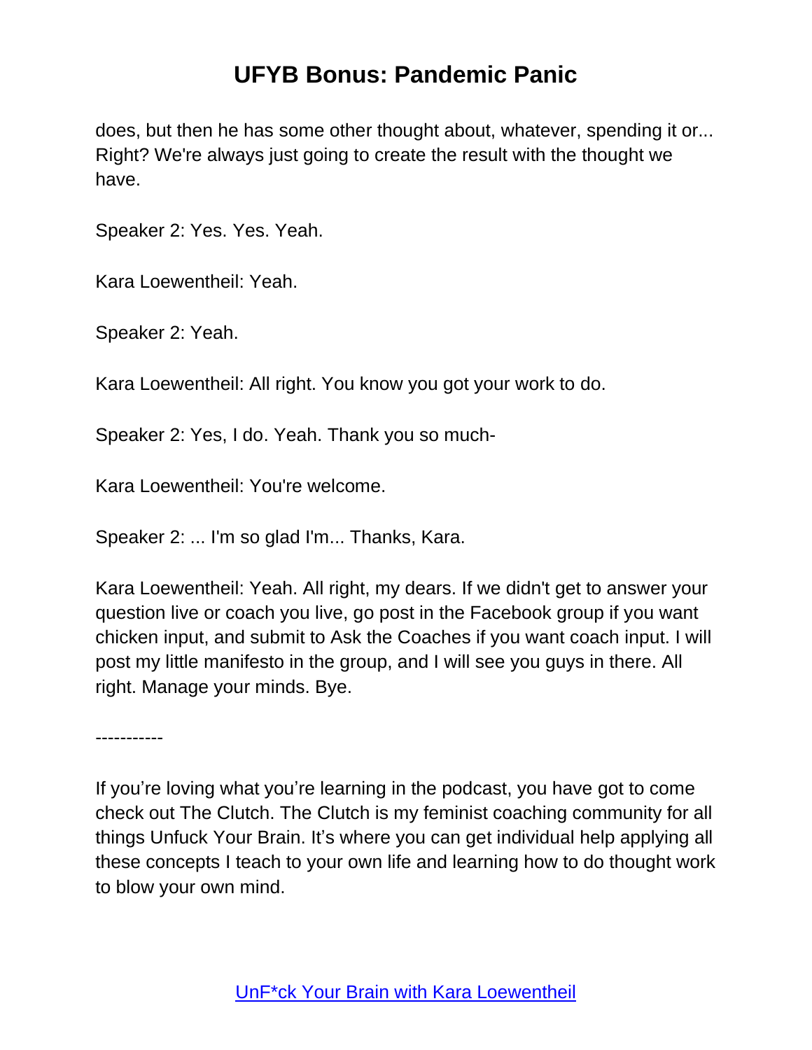does, but then he has some other thought about, whatever, spending it or... Right? We're always just going to create the result with the thought we have.

Speaker 2: Yes. Yes. Yeah.

Kara Loewentheil: Yeah.

Speaker 2: Yeah.

Kara Loewentheil: All right. You know you got your work to do.

Speaker 2: Yes, I do. Yeah. Thank you so much-

Kara Loewentheil: You're welcome.

Speaker 2: ... I'm so glad I'm... Thanks, Kara.

Kara Loewentheil: Yeah. All right, my dears. If we didn't get to answer your question live or coach you live, go post in the Facebook group if you want chicken input, and submit to Ask the Coaches if you want coach input. I will post my little manifesto in the group, and I will see you guys in there. All right. Manage your minds. Bye.

-----------

If you're loving what you're learning in the podcast, you have got to come check out The Clutch. The Clutch is my feminist coaching community for all things Unfuck Your Brain. It's where you can get individual help applying all these concepts I teach to your own life and learning how to do thought work to blow your own mind.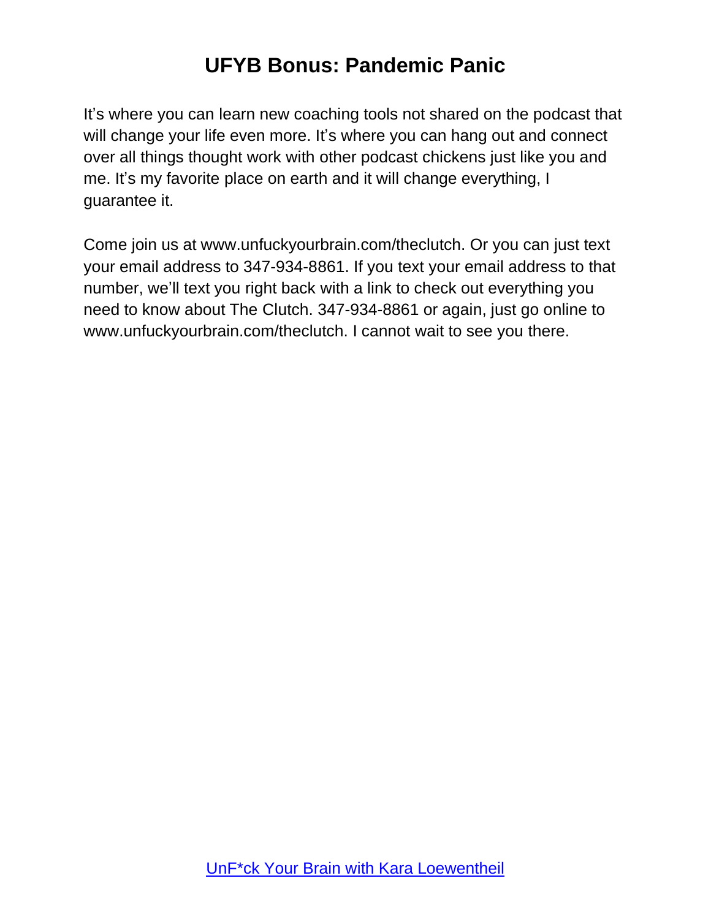It's where you can learn new coaching tools not shared on the podcast that will change your life even more. It's where you can hang out and connect over all things thought work with other podcast chickens just like you and me. It's my favorite place on earth and it will change everything, I guarantee it.

Come join us at www.unfuckyourbrain.com/theclutch. Or you can just text your email address to 347-934-8861. If you text your email address to that number, we'll text you right back with a link to check out everything you need to know about The Clutch. 347-934-8861 or again, just go online to www.unfuckyourbrain.com/theclutch. I cannot wait to see you there.